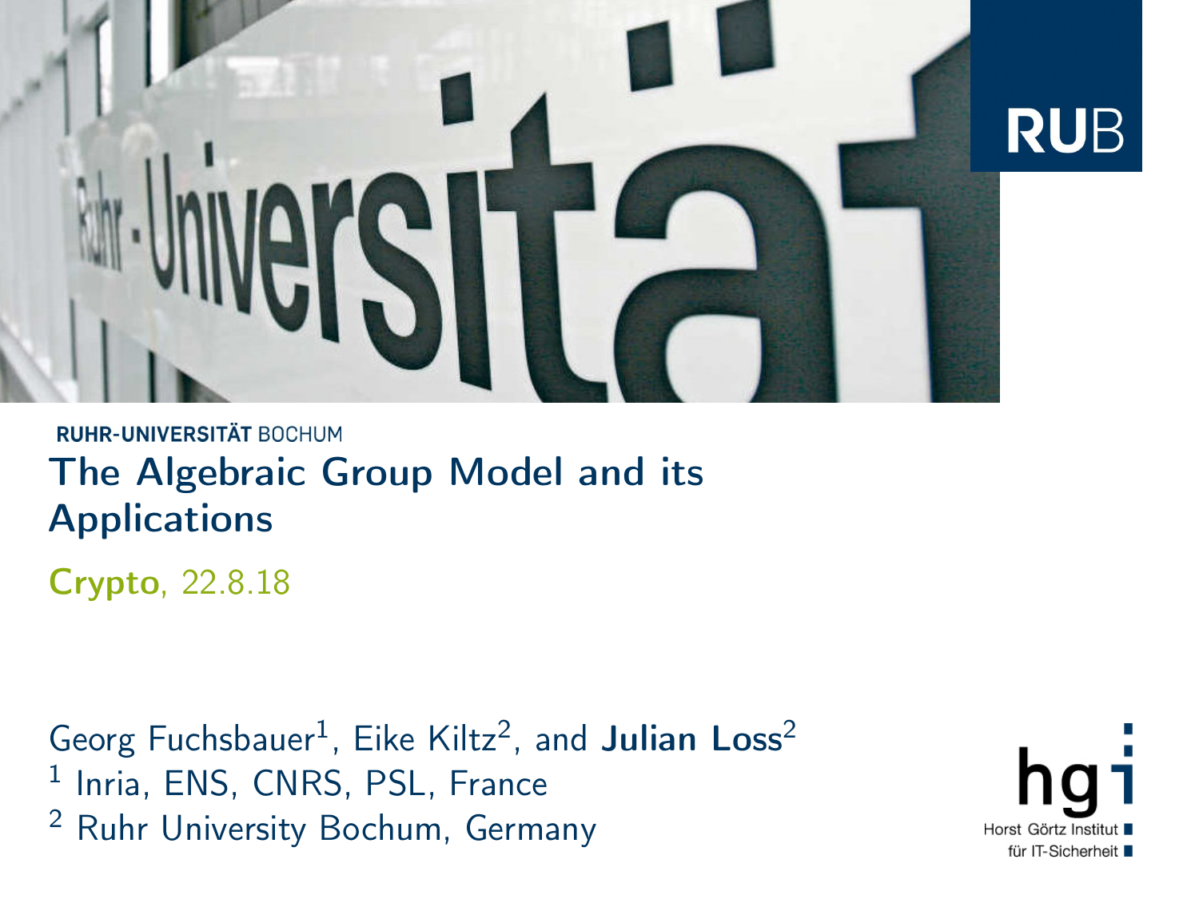RUHR-UNIVERSITÄT BOCHUM

# The Algebraic Group Model and its Applications

**Crypto**, 22.8.18

Georg Fuchsbauer[1], Eike Kiltz[2], and **Julian Loss**[2]

[1] Inria, ENS, CNRS, PSL, France

[2] Ruhr University Bochum, Germany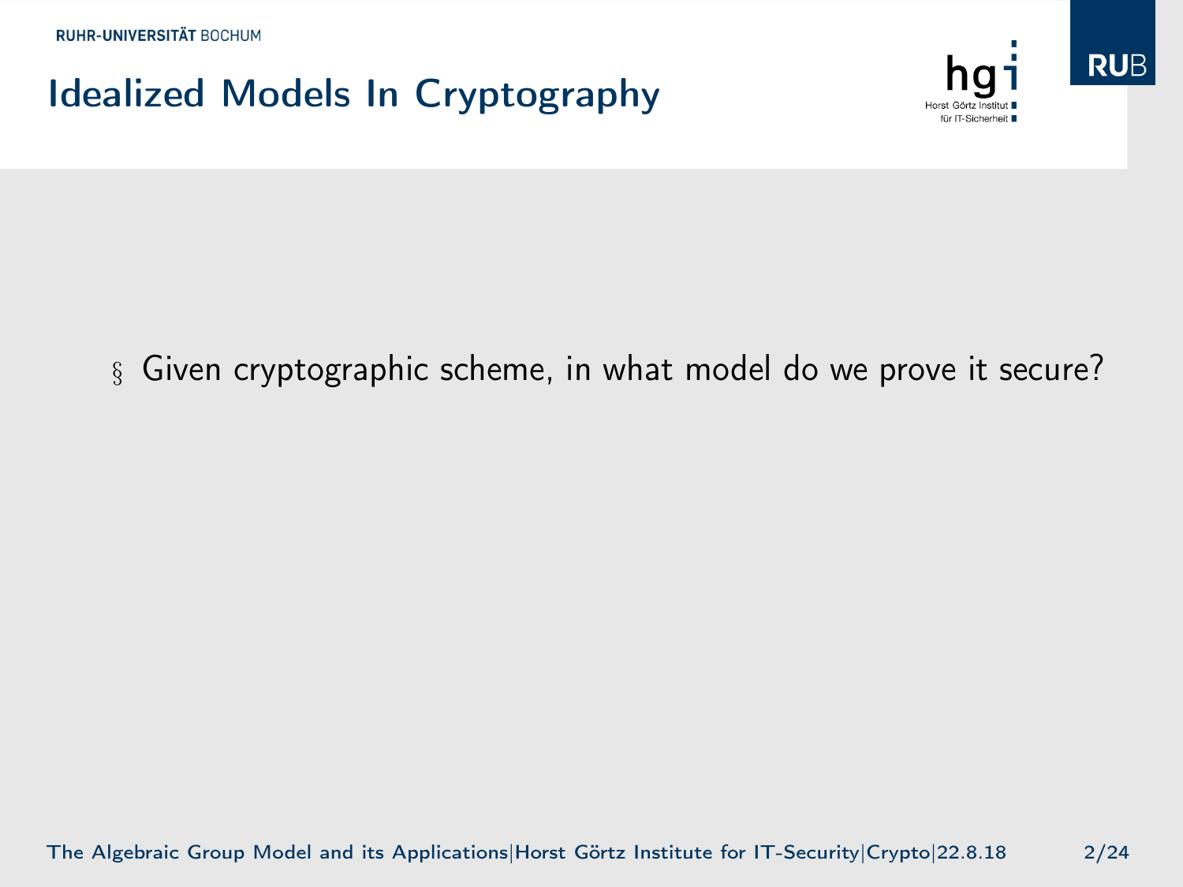# Idealized Models In Cryptography

- Given cryptographic scheme, in what model do we prove it secure?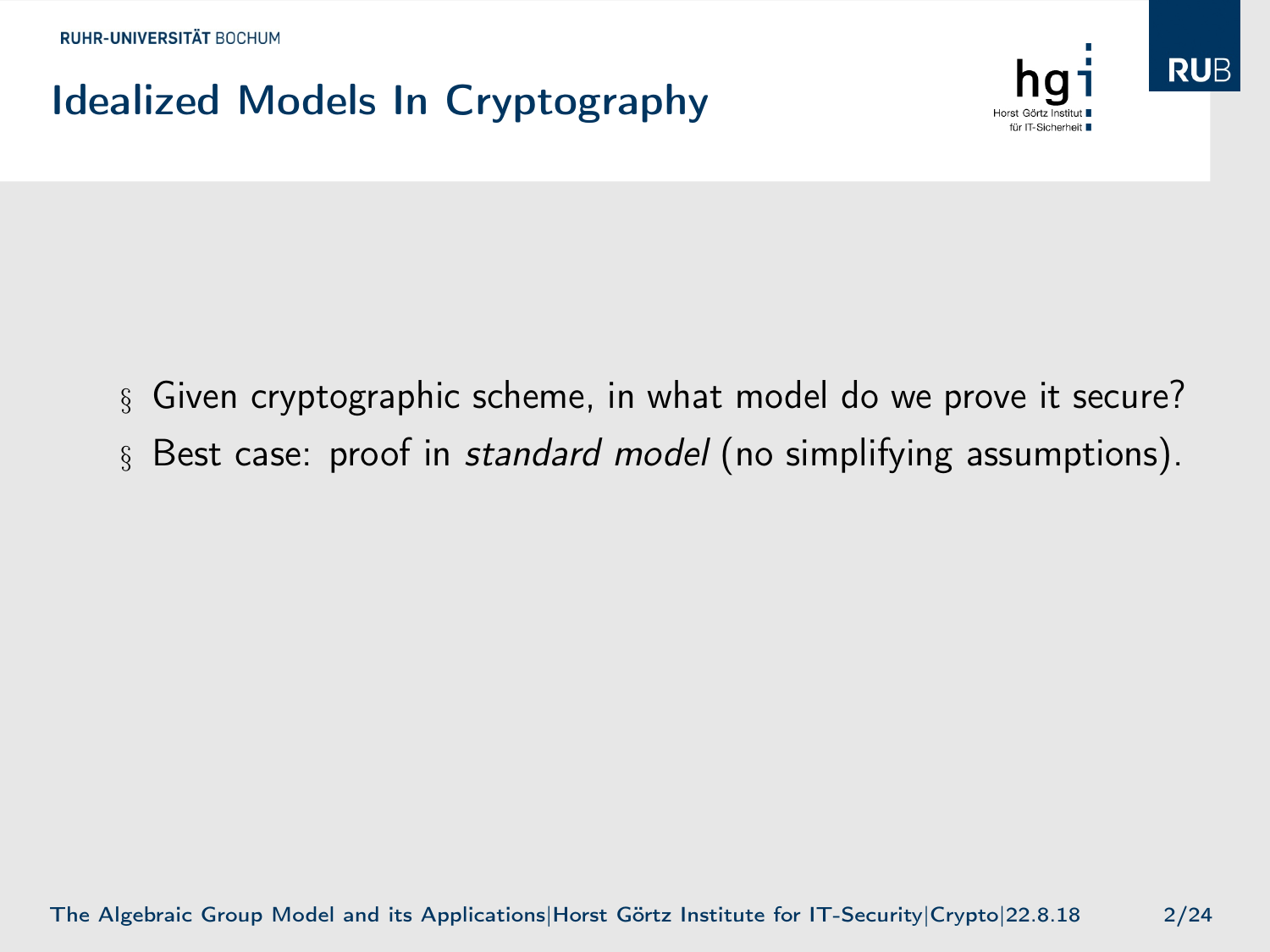# Idealized Models In Cryptography

- Given cryptographic scheme, in what model do we prove it secure?
- Best case: proof in *standard model* (no simplifying assumptions).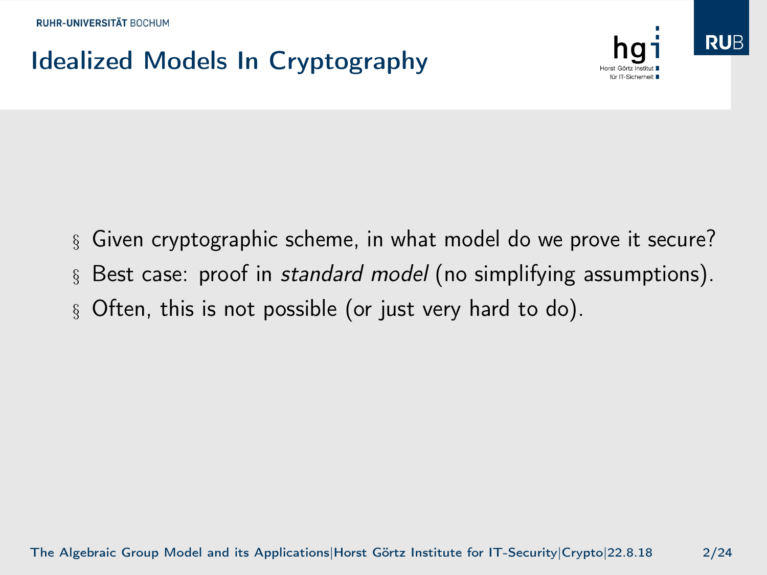# Idealized Models In Cryptography

- Given cryptographic scheme, in what model do we prove it secure?
- Best case: proof in *standard model* (no simplifying assumptions).
- Often, this is not possible (or just very hard to do).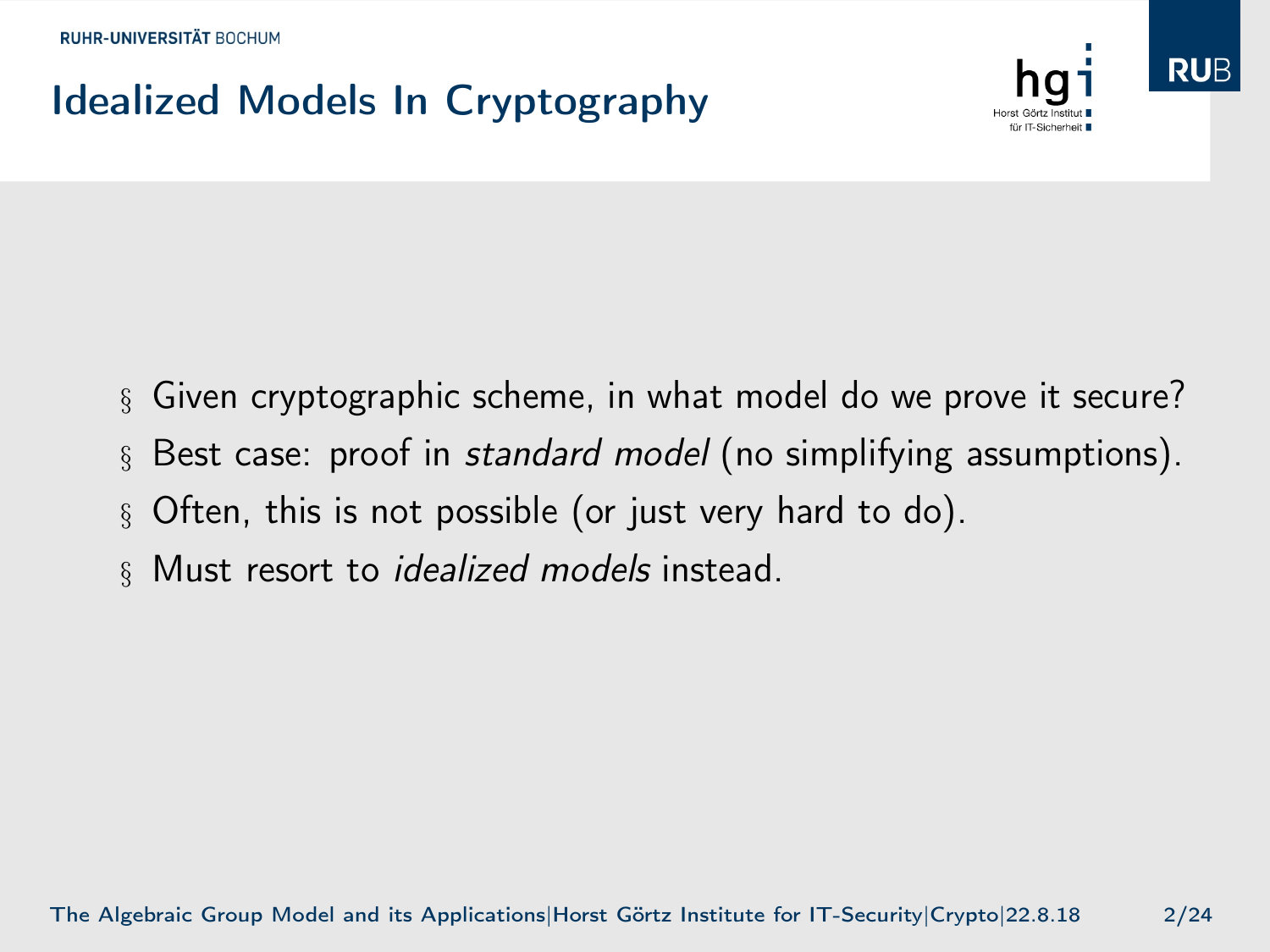# Idealized Models In Cryptography

- Given cryptographic scheme, in what model do we prove it secure?
- Best case: proof in *standard model* (no simplifying assumptions).
- Often, this is not possible (or just very hard to do).
- Must resort to *idealized models* instead.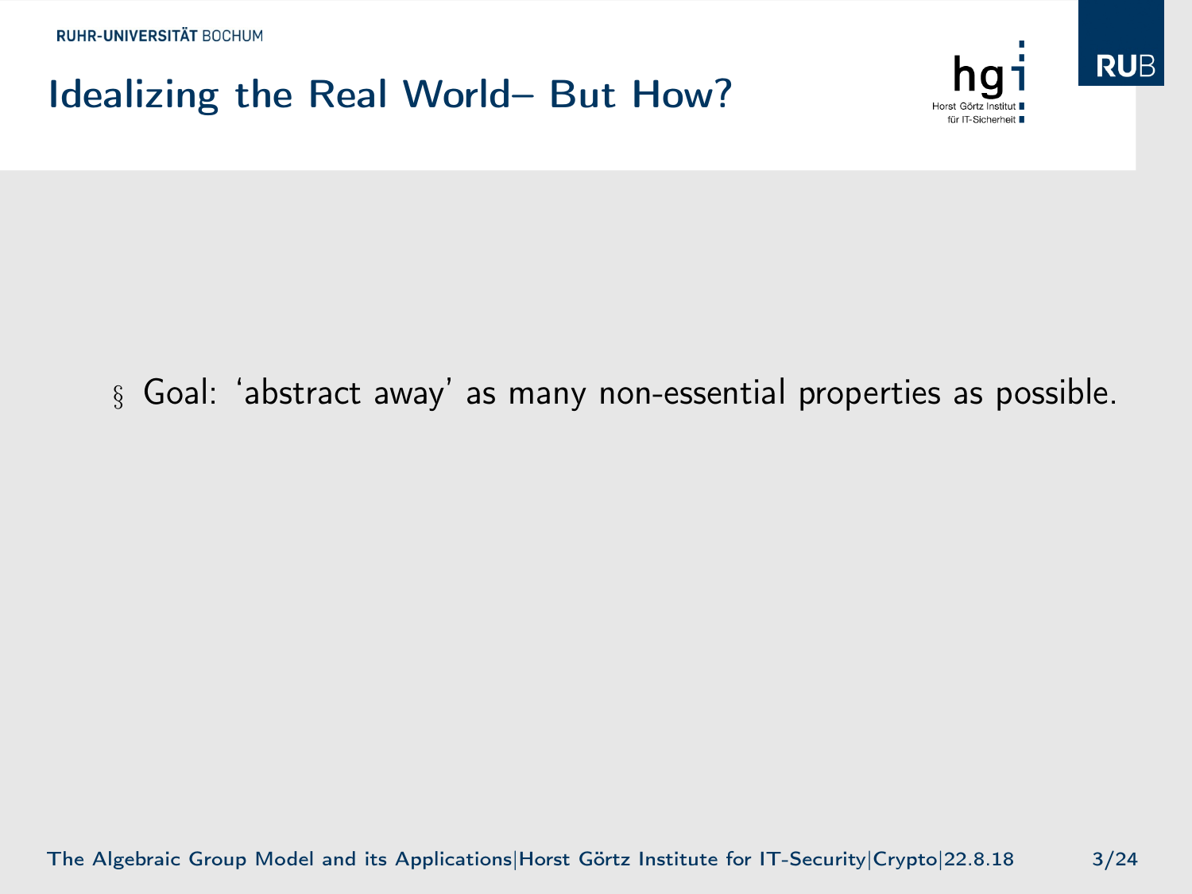# Idealizing the Real World– But How?

- Goal: ‘abstract away’ as many non-essential properties as possible.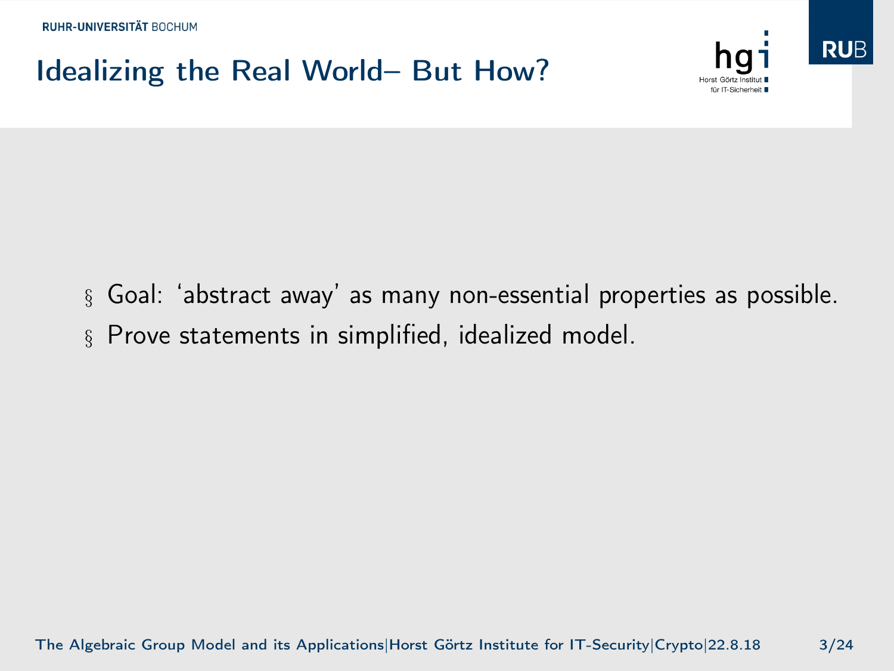# Idealizing the Real World– But How?

- Goal: ‘abstract away’ as many non-essential properties as possible.
- Prove statements in simplified, idealized model.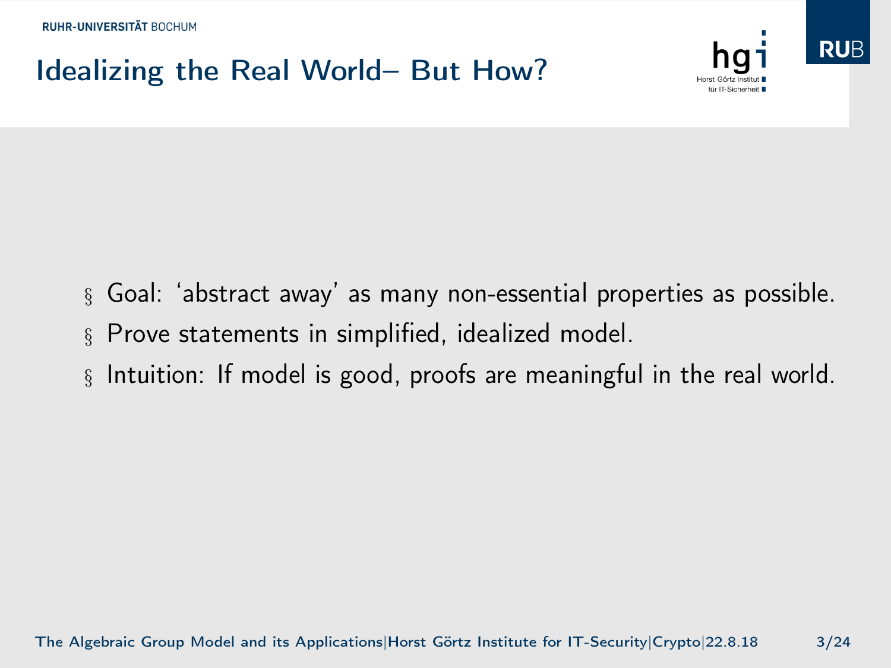# Idealizing the Real World– But How?

- Goal: ‘abstract away’ as many non-essential properties as possible.
- Prove statements in simplified, idealized model.
- Intuition: If model is good, proofs are meaningful in the real world.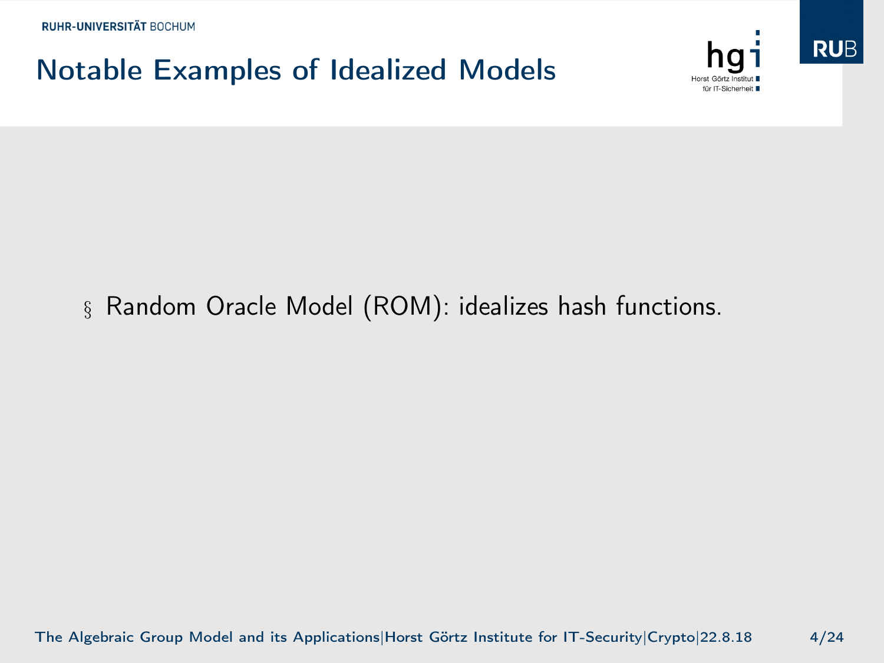# Notable Examples of Idealized Models

- Random Oracle Model (ROM): idealizes hash functions.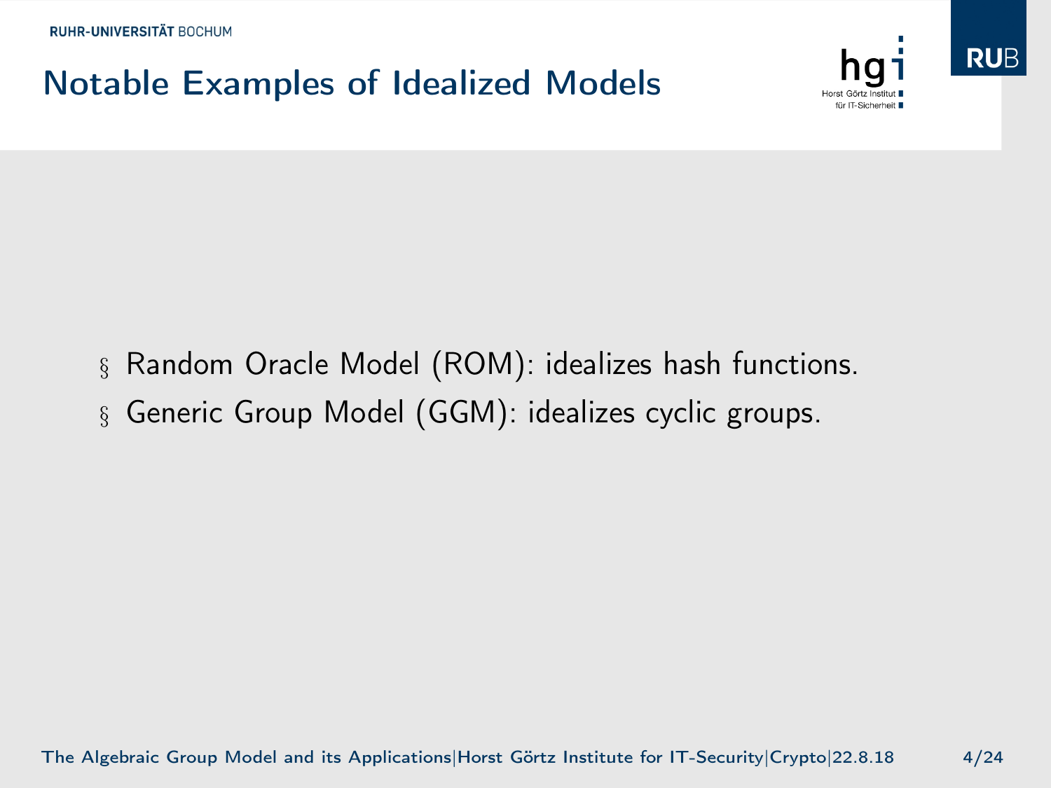# Notable Examples of Idealized Models

- Random Oracle Model (ROM): idealizes hash functions.
- Generic Group Model (GGM): idealizes cyclic groups.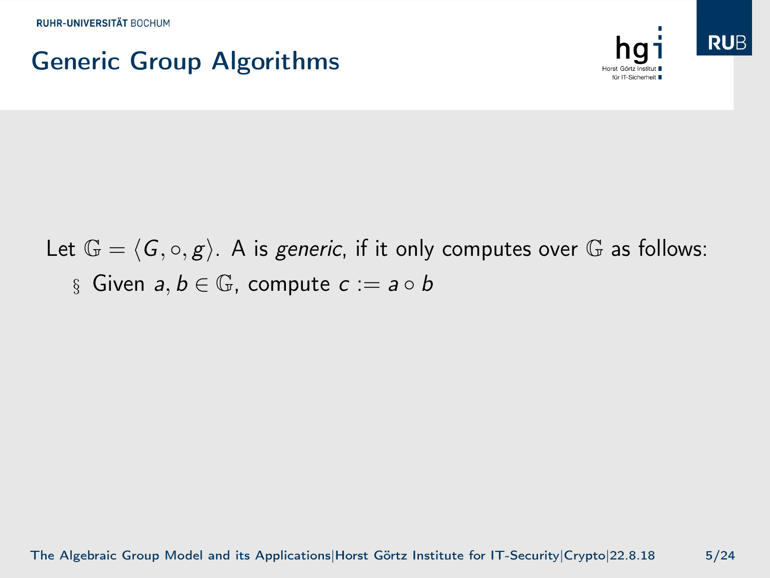# Generic Group Algorithms

Let $\mathbb{G} = \langle G, \circ, g \rangle$. A is *generic*, if it only computes over $\mathbb{G}$ as follows:

- Given $a, b \in \mathbb{G}$, compute $c := a \circ b$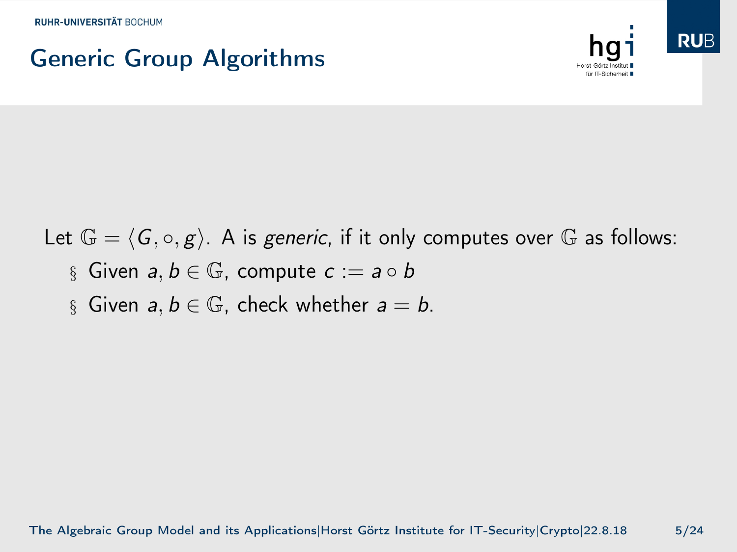# Generic Group Algorithms

Let $\mathbb{G} = \langle G, \circ, g \rangle$. A is *generic*, if it only computes over $\mathbb{G}$ as follows:

- Given $a, b \in \mathbb{G}$, compute $c := a \circ b$
- Given $a, b \in \mathbb{G}$, check whether $a = b$.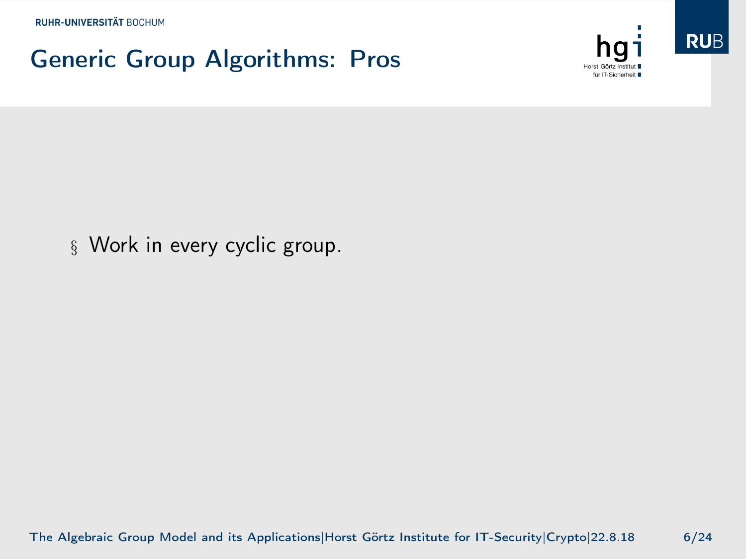# Generic Group Algorithms: Pros

- Work in every cyclic group.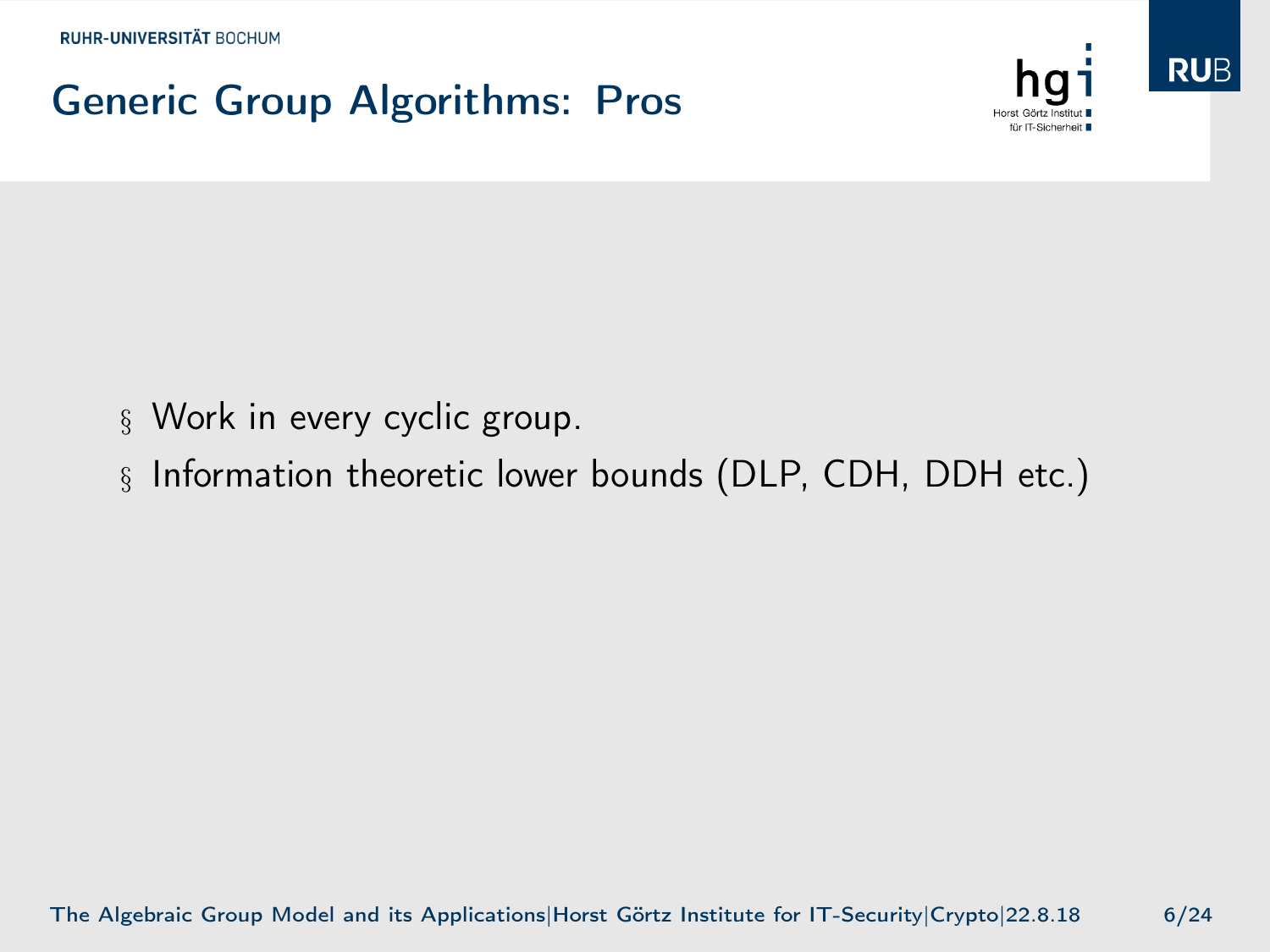# Generic Group Algorithms: Pros

- Work in every cyclic group.
- Information theoretic lower bounds (DLP, CDH, DDH etc.)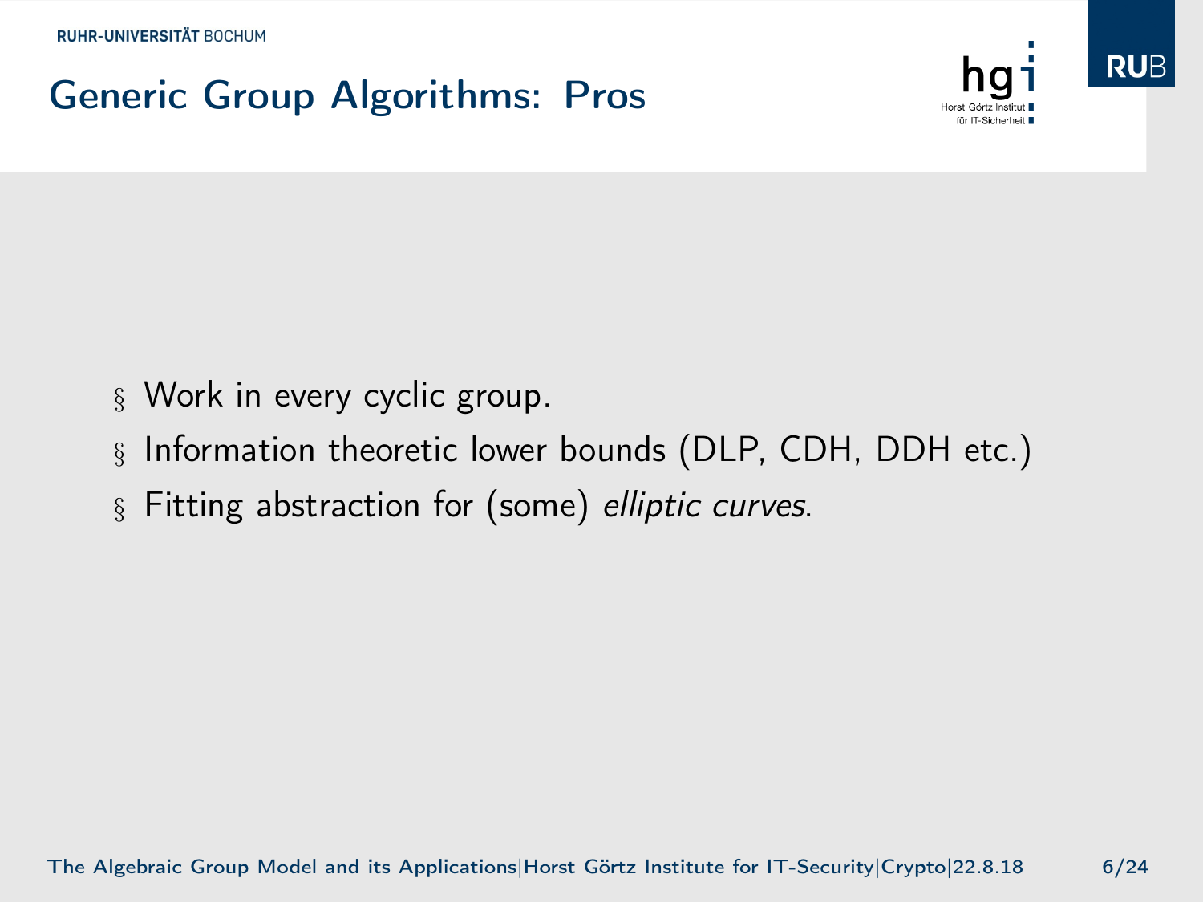# Generic Group Algorithms: Pros

- Work in every cyclic group.
- Information theoretic lower bounds (DLP, CDH, DDH etc.)
- Fitting abstraction for (some) *elliptic curves*.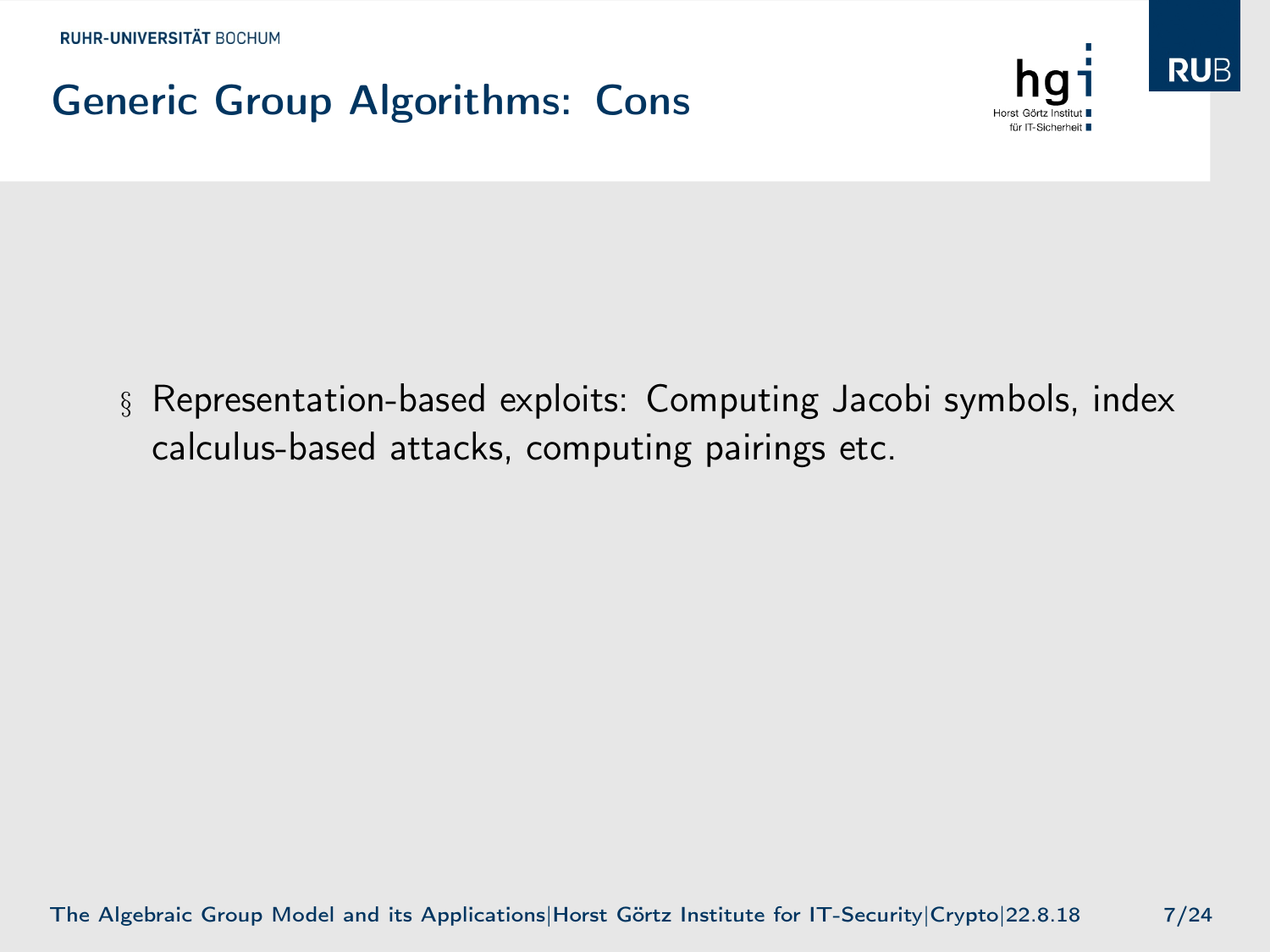# Generic Group Algorithms: Cons

- Representation-based exploits: Computing Jacobi symbols, index calculus-based attacks, computing pairings etc.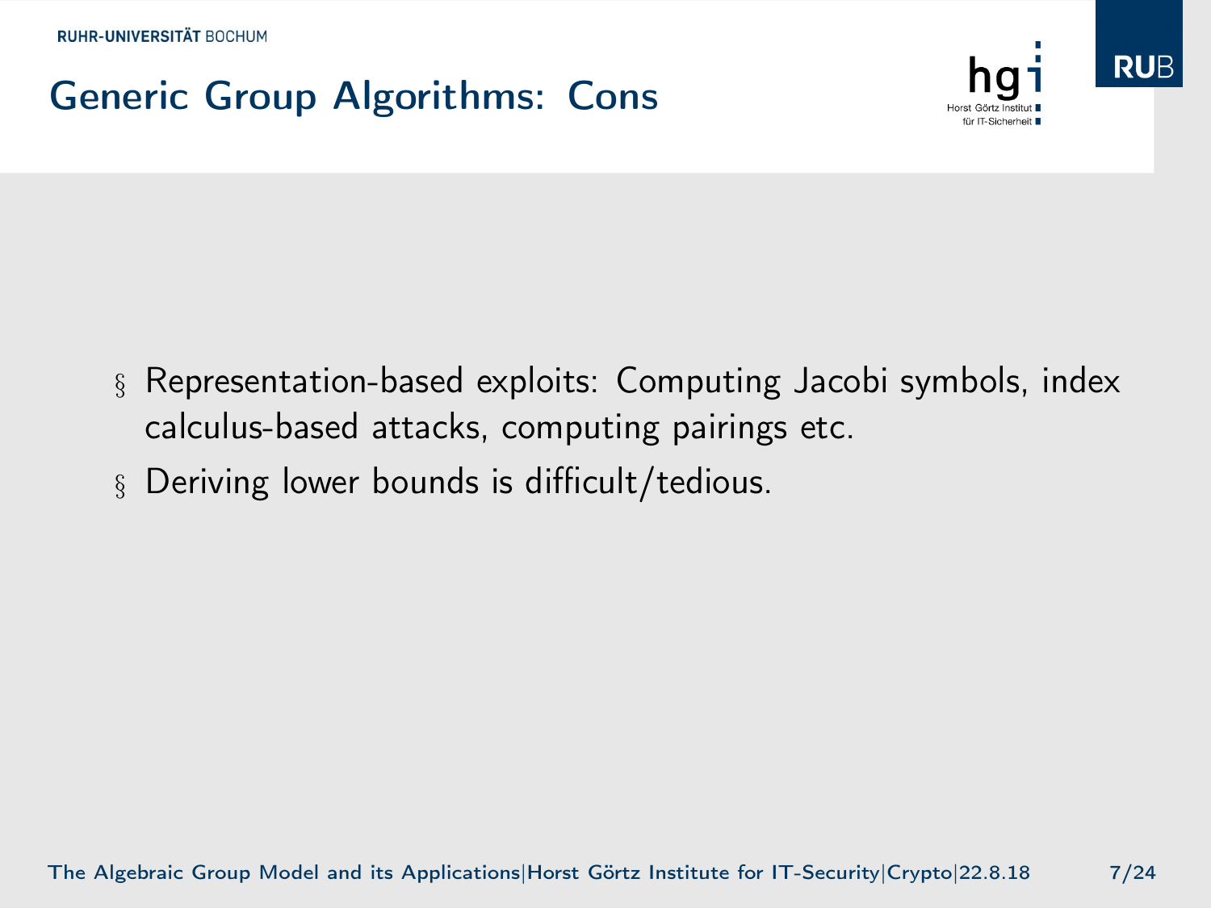# Generic Group Algorithms: Cons

- Representation-based exploits: Computing Jacobi symbols, index calculus-based attacks, computing pairings etc.
- Deriving lower bounds is difficult/tedious.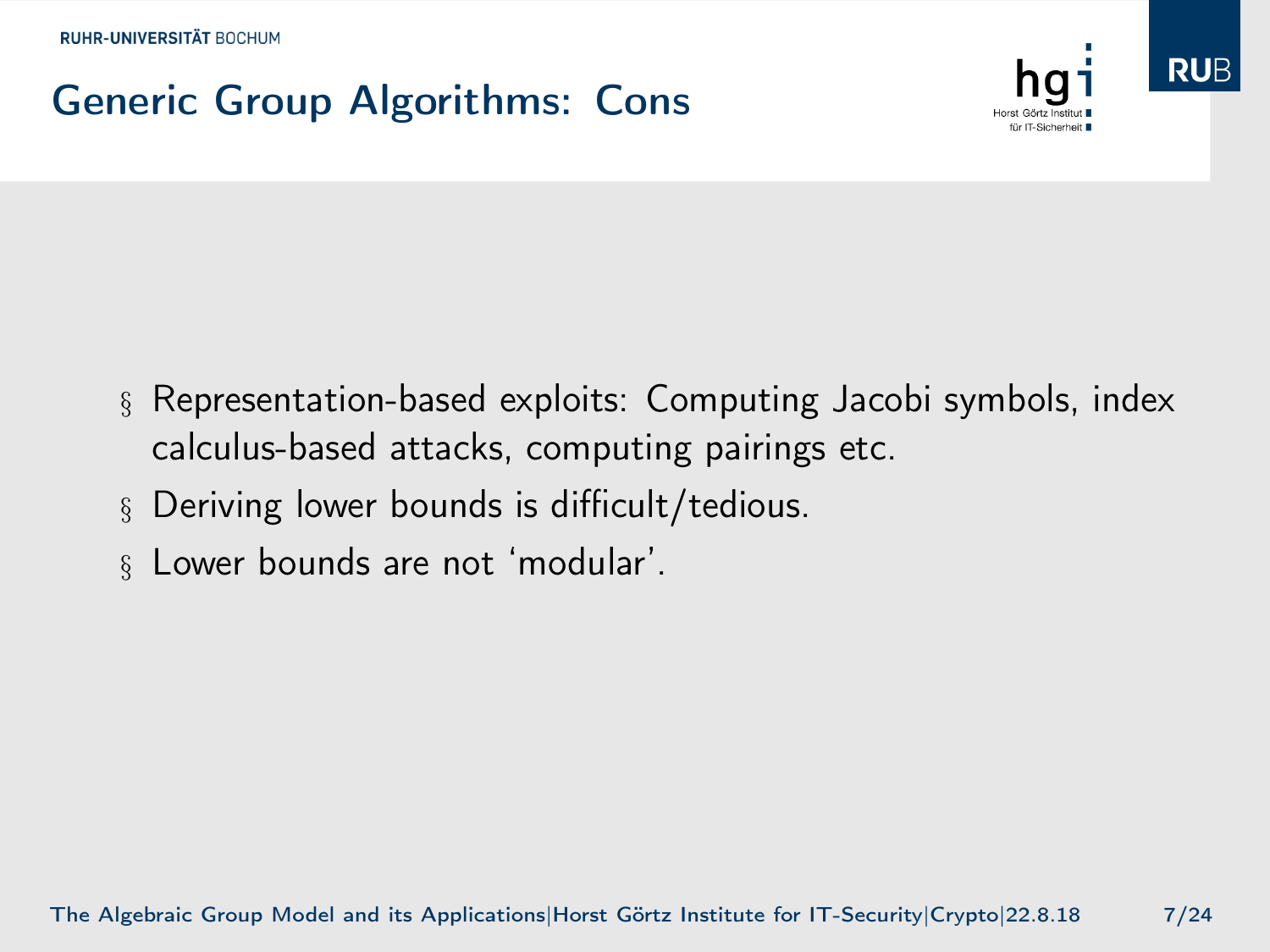# Generic Group Algorithms: Cons

- Representation-based exploits: Computing Jacobi symbols, index calculus-based attacks, computing pairings etc.
- Deriving lower bounds is difficult/tedious.
- Lower bounds are not 'modular'.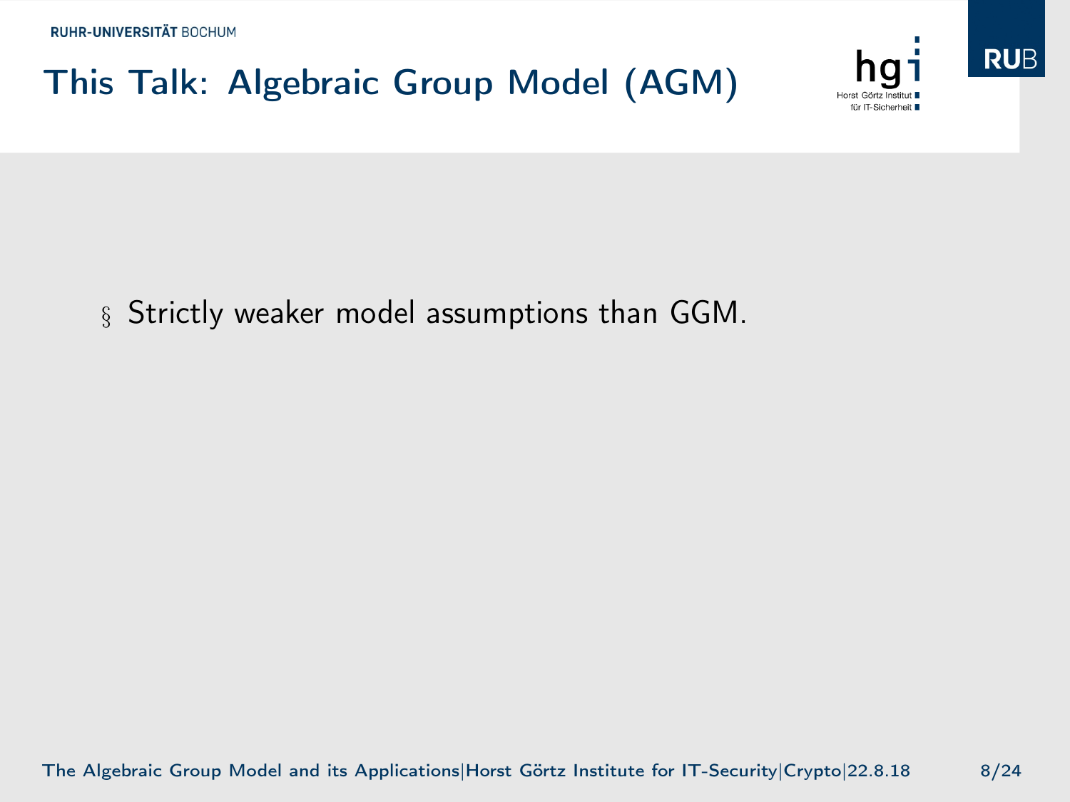# This Talk: Algebraic Group Model (AGM)

- Strictly weaker model assumptions than GGM.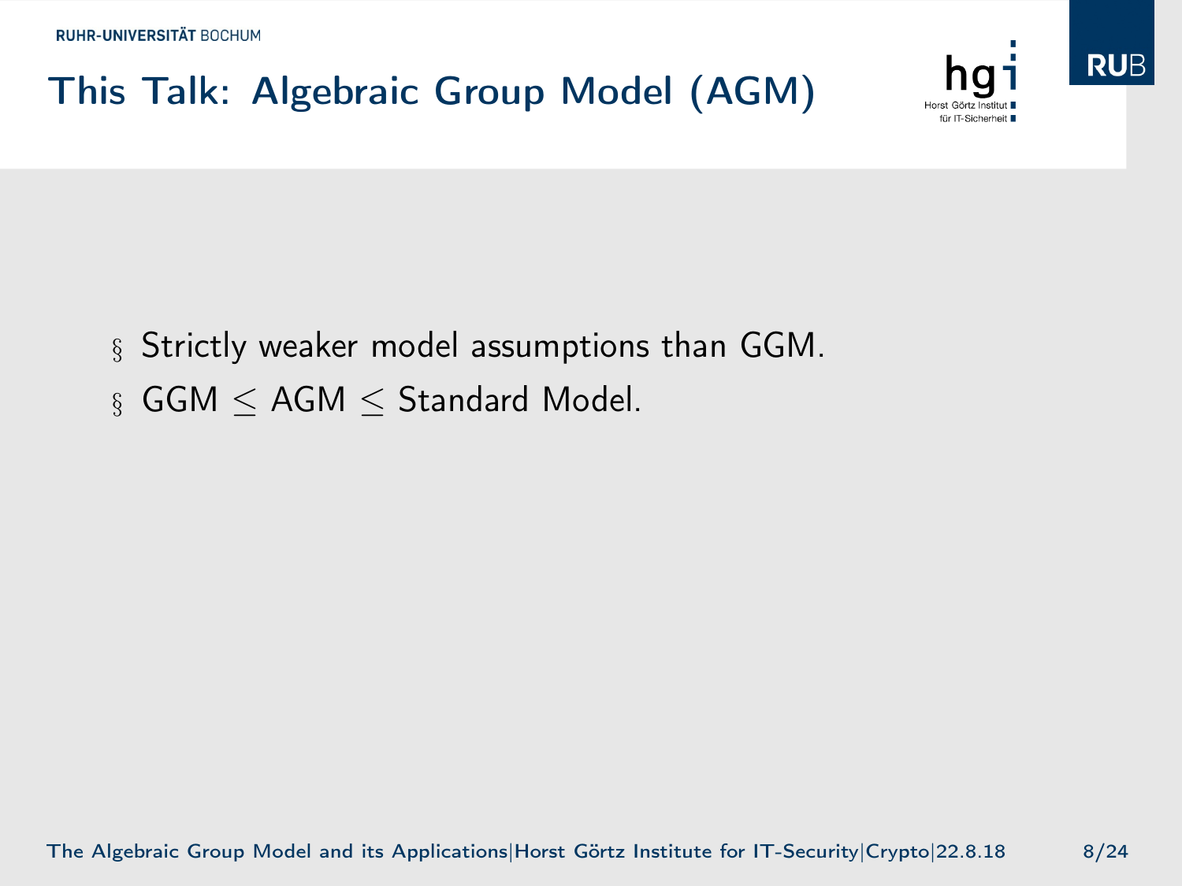# This Talk: Algebraic Group Model (AGM)

- Strictly weaker model assumptions than GGM.
- GGM $\leq$ AGM $\leq$ Standard Model.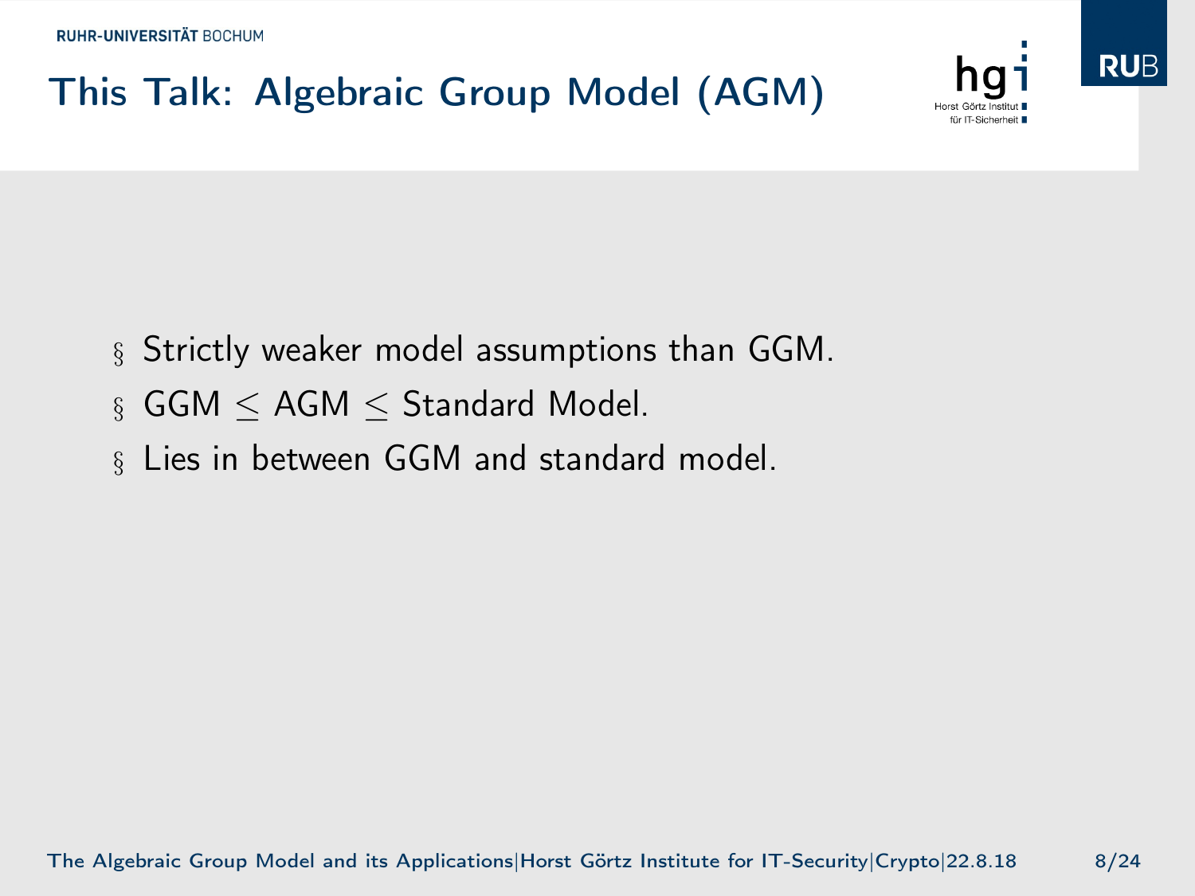# This Talk: Algebraic Group Model (AGM)

- Strictly weaker model assumptions than GGM.
- GGM $\leq$ AGM $\leq$ Standard Model.
- Lies in between GGM and standard model.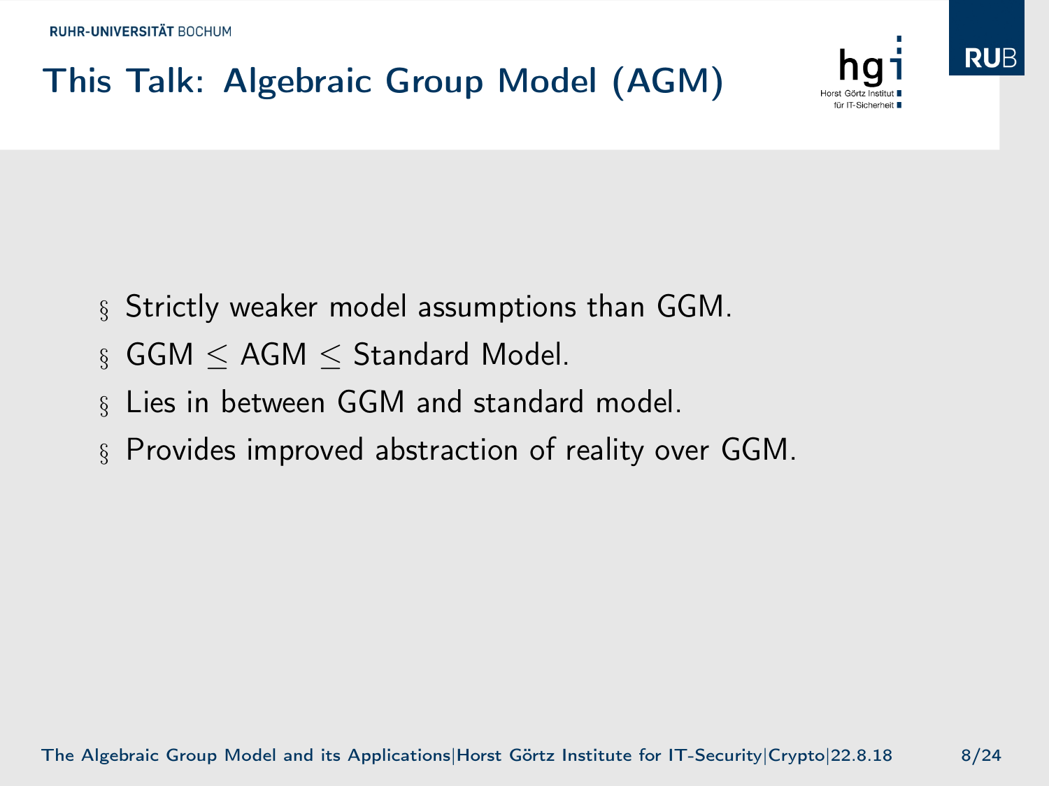# This Talk: Algebraic Group Model (AGM)

- Strictly weaker model assumptions than GGM.
- GGM $\leq$ AGM $\leq$ Standard Model.
- Lies in between GGM and standard model.
- Provides improved abstraction of reality over GGM.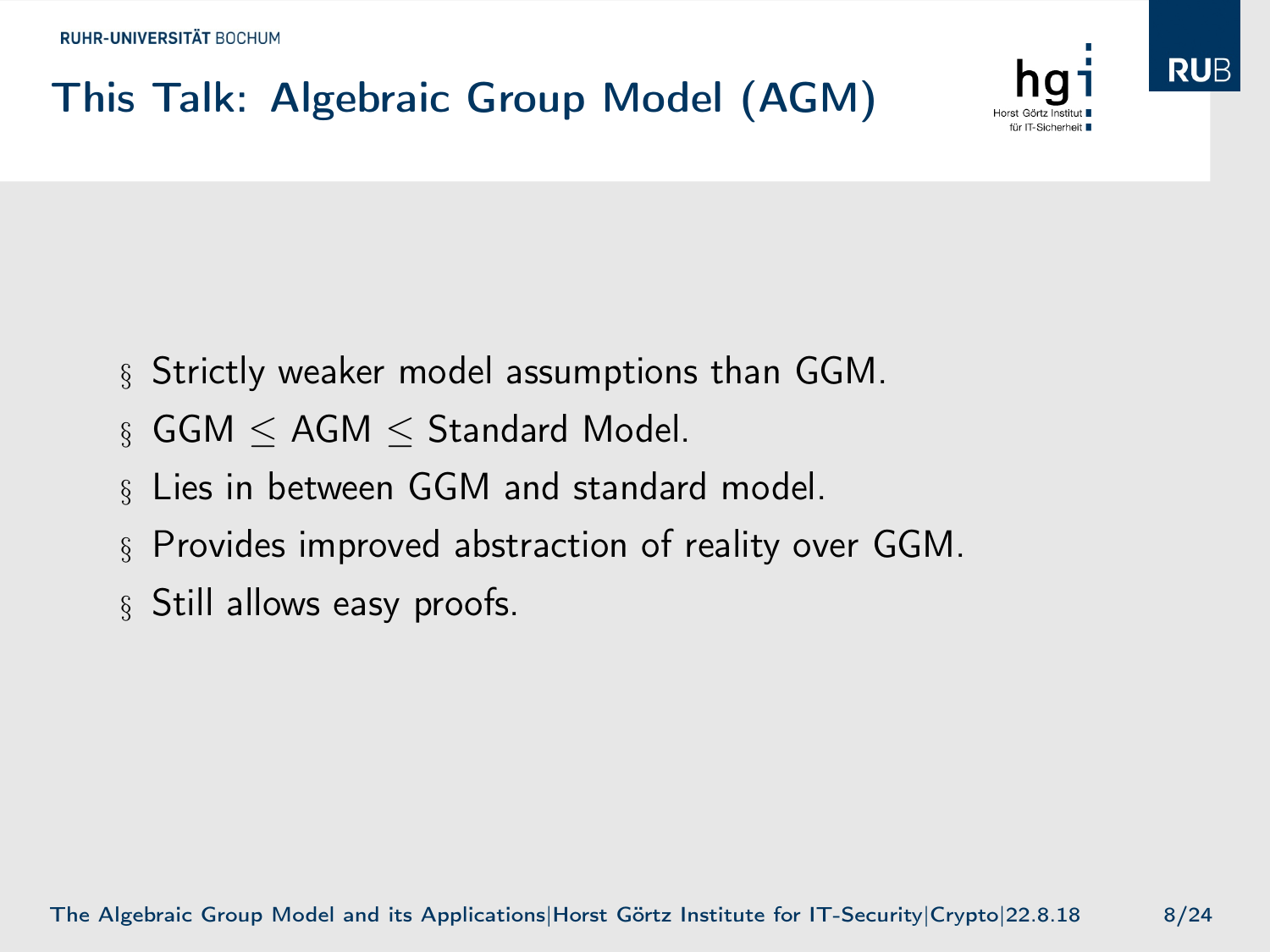# This Talk: Algebraic Group Model (AGM)

- Strictly weaker model assumptions than GGM.
- GGM $\leq$ AGM $\leq$ Standard Model.
- Lies in between GGM and standard model.
- Provides improved abstraction of reality over GGM.
- Still allows easy proofs.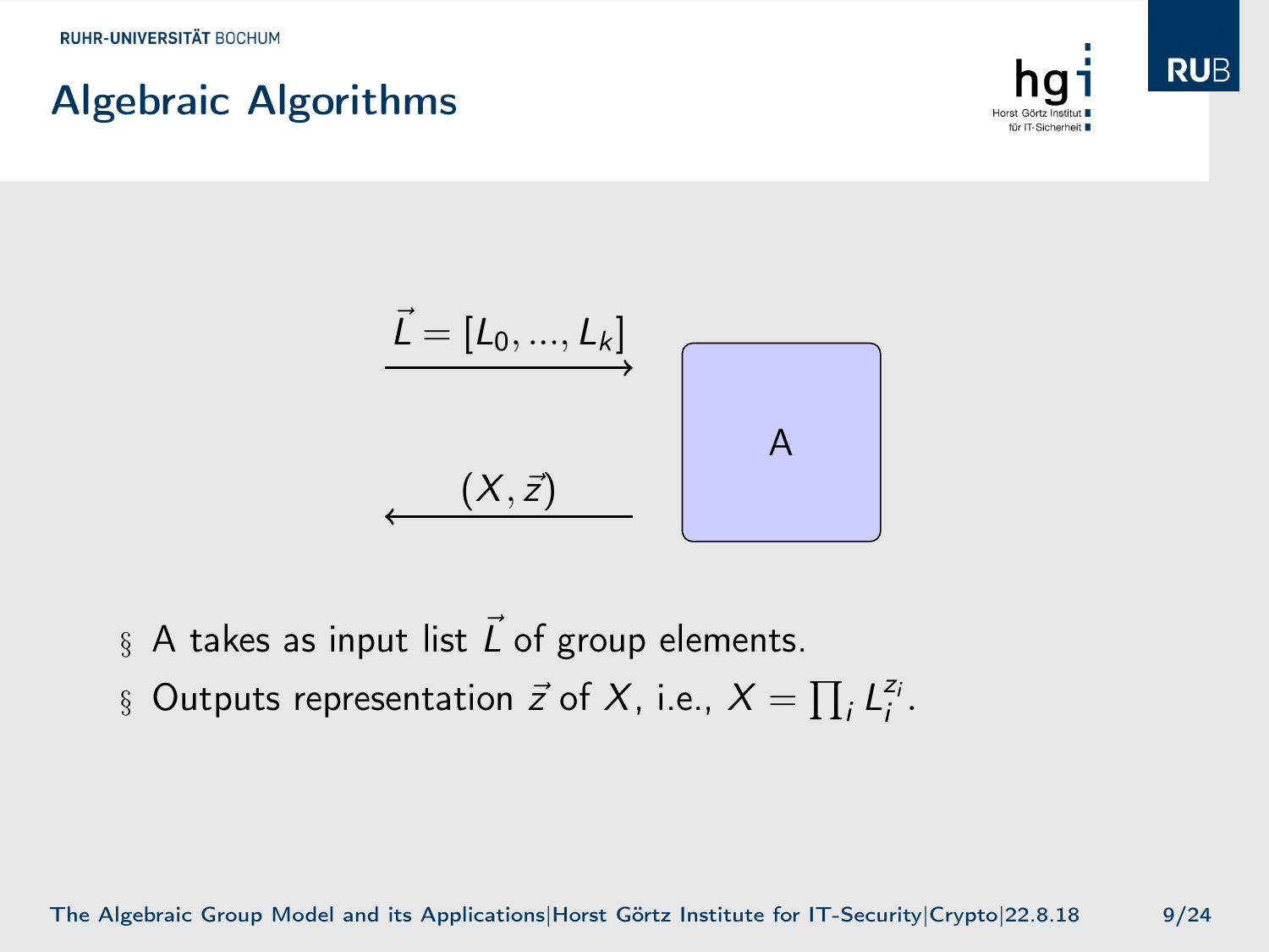## Algebraic Algorithms

$$\vec{L} = [L_0, ..., L_k] \longrightarrow$$

A

$$\longleftarrow (X, \vec{z})$$

- A takes as input list $\vec{L}$ of group elements.
- Outputs representation $\vec{z}$ of $X$, i.e., $X = \prod_i L_i^{z_i}$.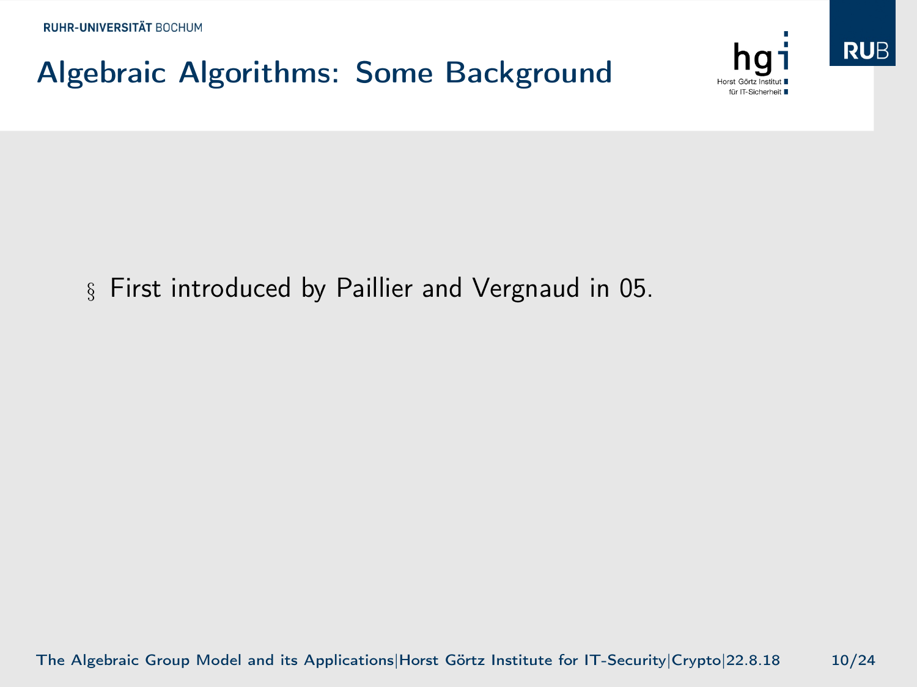# Algebraic Algorithms: Some Background

- First introduced by Paillier and Vergnaud in 05.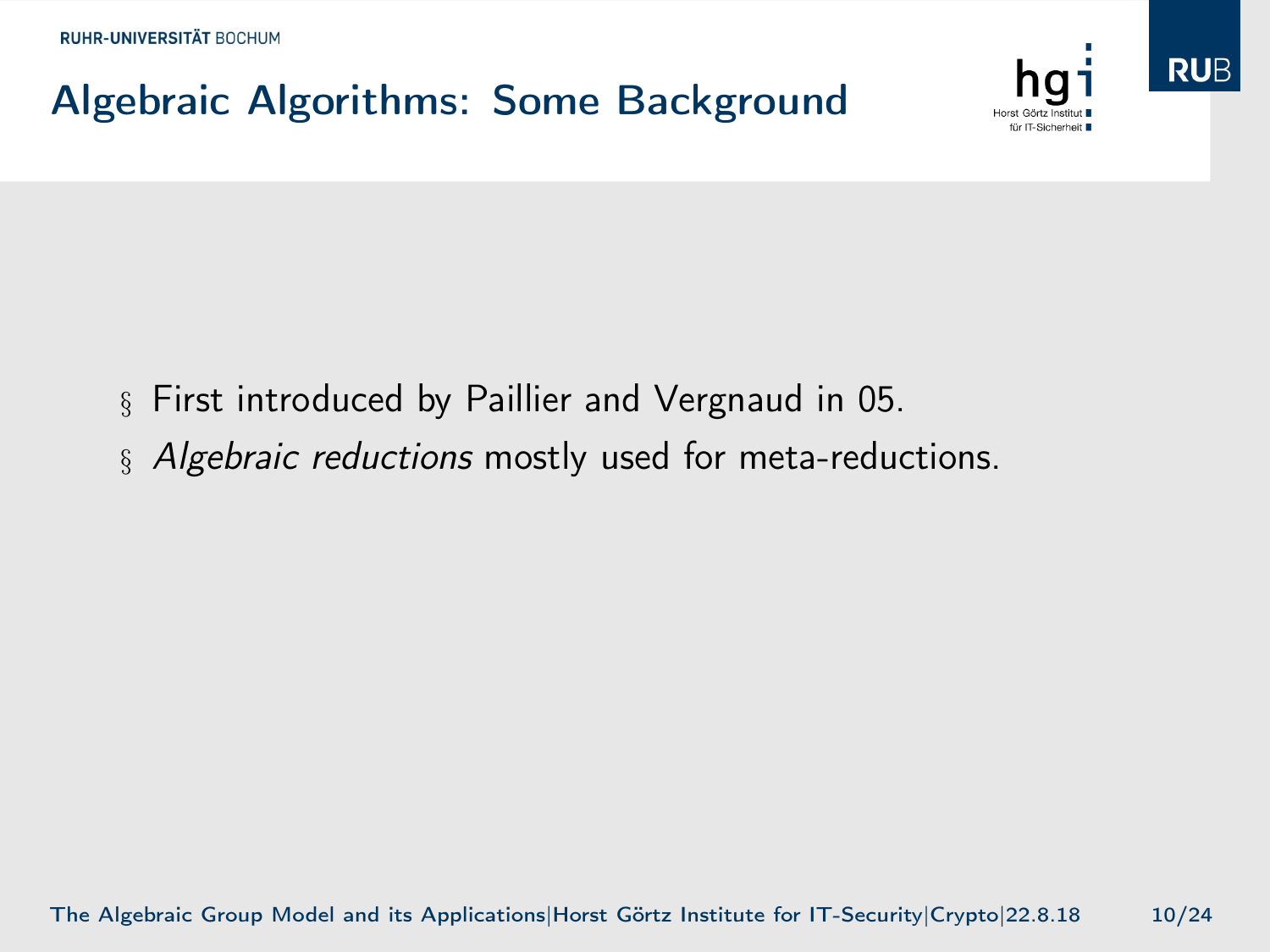# Algebraic Algorithms: Some Background

- First introduced by Paillier and Vergnaud in 05.
- *Algebraic reductions* mostly used for meta-reductions.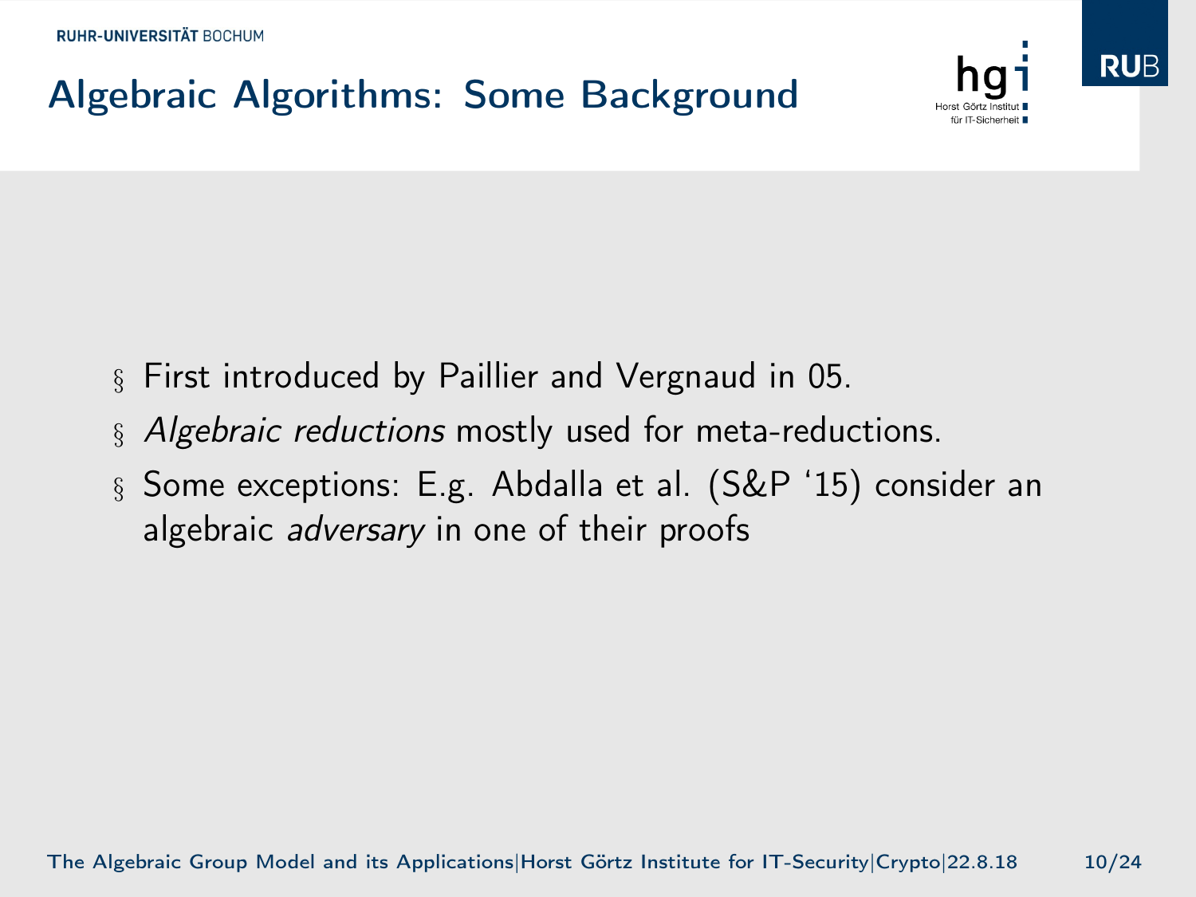# Algebraic Algorithms: Some Background

- First introduced by Paillier and Vergnaud in 05.
- *Algebraic reductions* mostly used for meta-reductions.
- Some exceptions: E.g. Abdalla et al. (S&P '15) consider an algebraic *adversary* in one of their proofs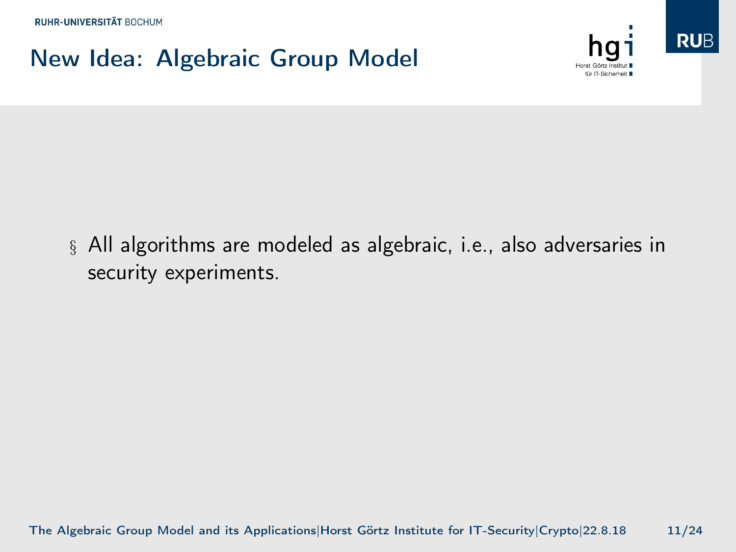# New Idea: Algebraic Group Model

- All algorithms are modeled as algebraic, i.e., also adversaries in security experiments.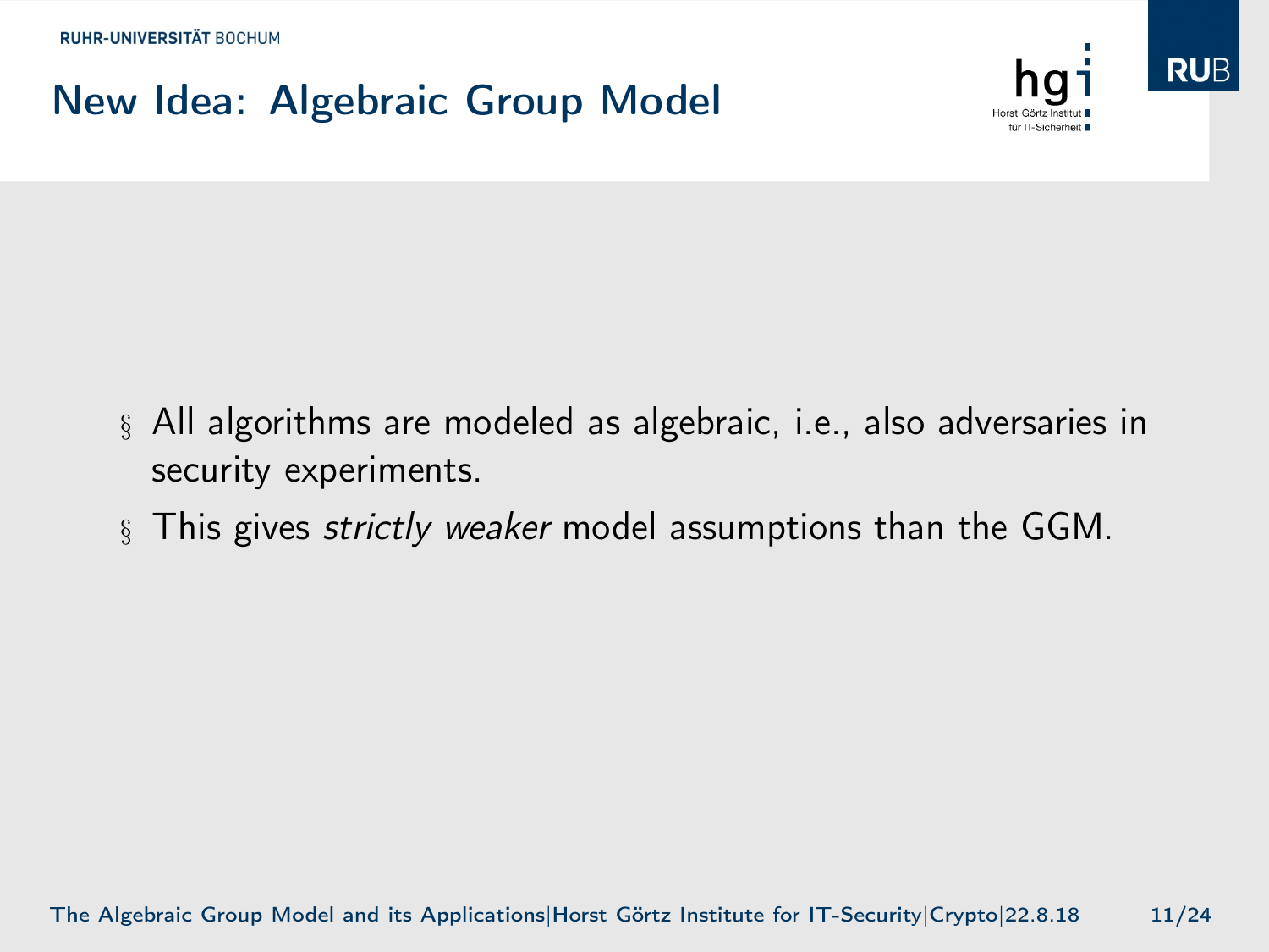# New Idea: Algebraic Group Model

- All algorithms are modeled as algebraic, i.e., also adversaries in security experiments.
- This gives *strictly weaker* model assumptions than the GGM.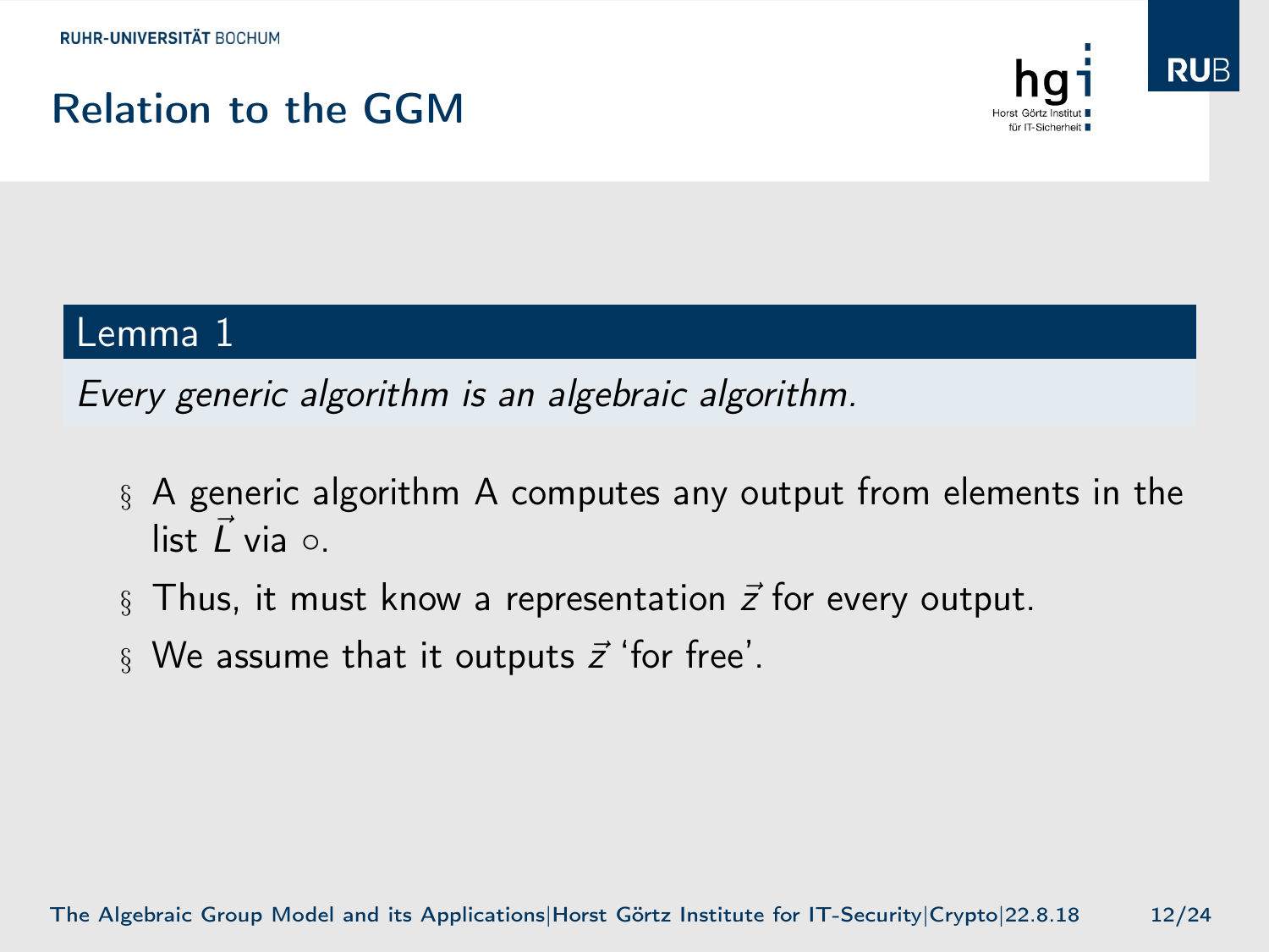# Relation to the GGM

**Lemma 1**

*Every generic algorithm is an algebraic algorithm.*

- A generic algorithm A computes any output from elements in the list $\vec{L}$ via $\circ$.
- Thus, it must know a representation $\vec{z}$ for every output.
- We assume that it outputs $\vec{z}$ 'for free'.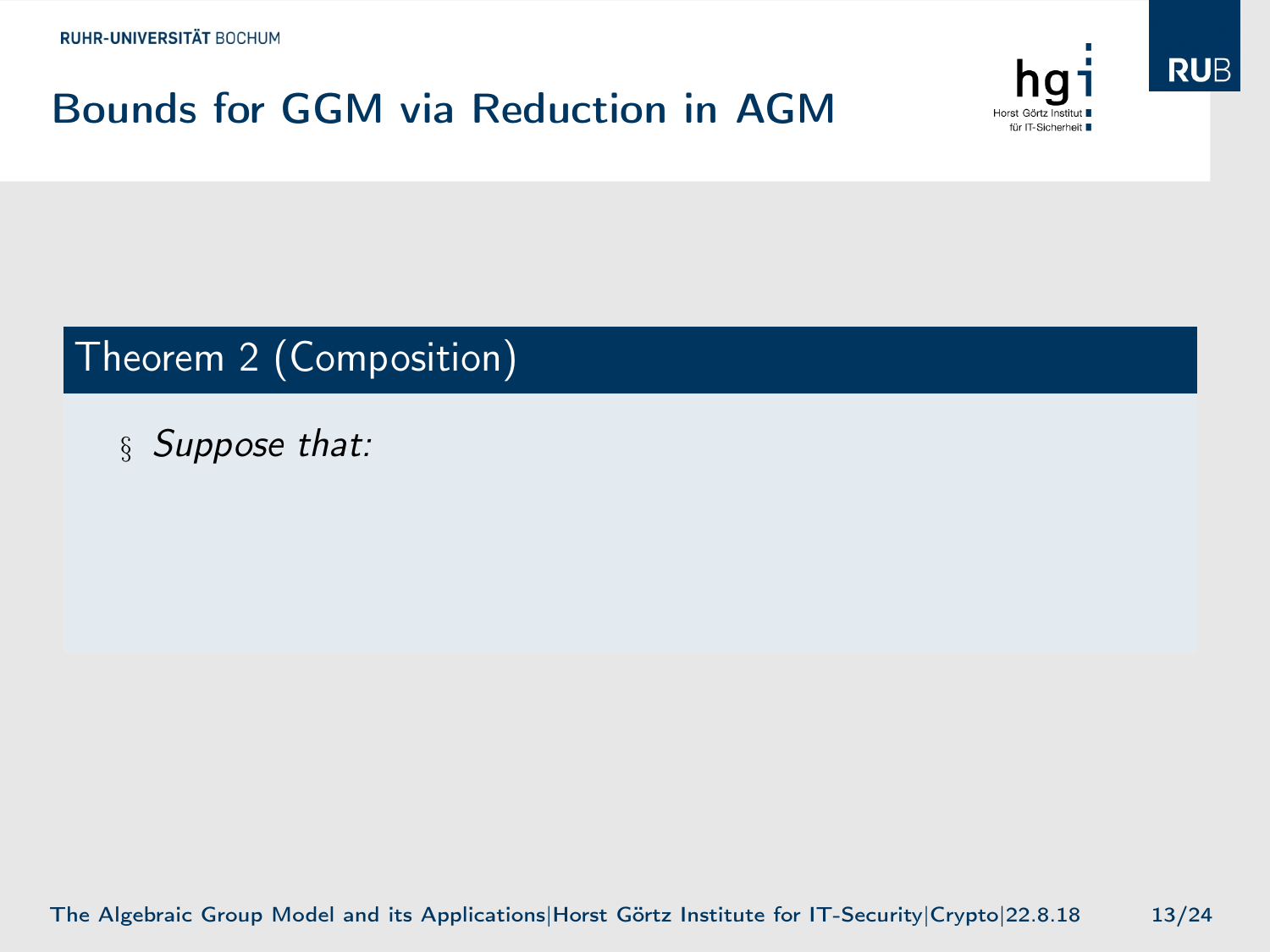# Bounds for GGM via Reduction in AGM

**Theorem 2 (Composition)**

- *Suppose that:*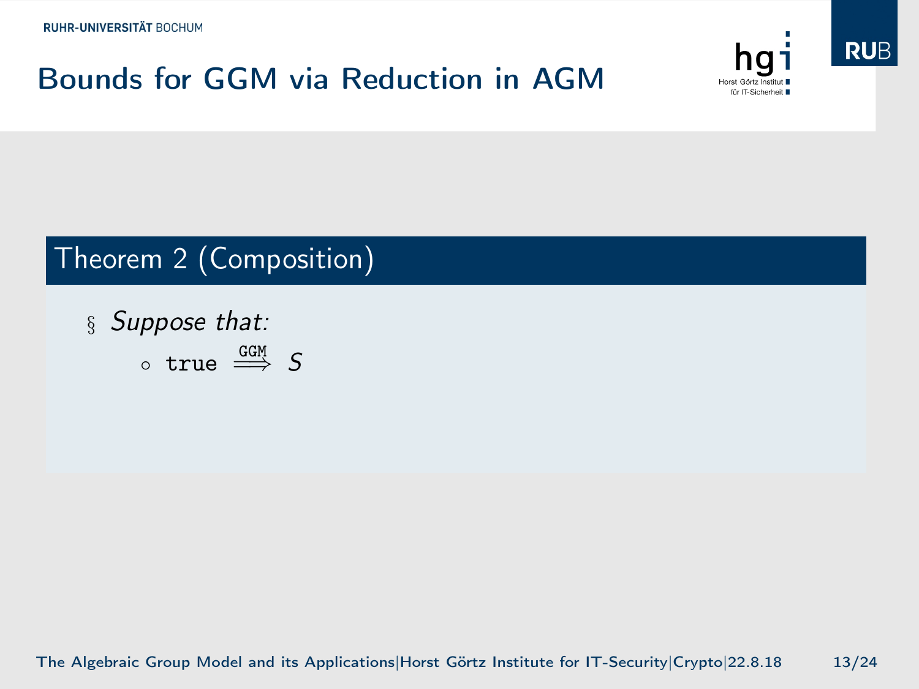# Bounds for GGM via Reduction in AGM

### Theorem 2 (Composition)

- *Suppose that:*
  - $\texttt{true} \overset{\texttt{GGM}}{\Longrightarrow} S$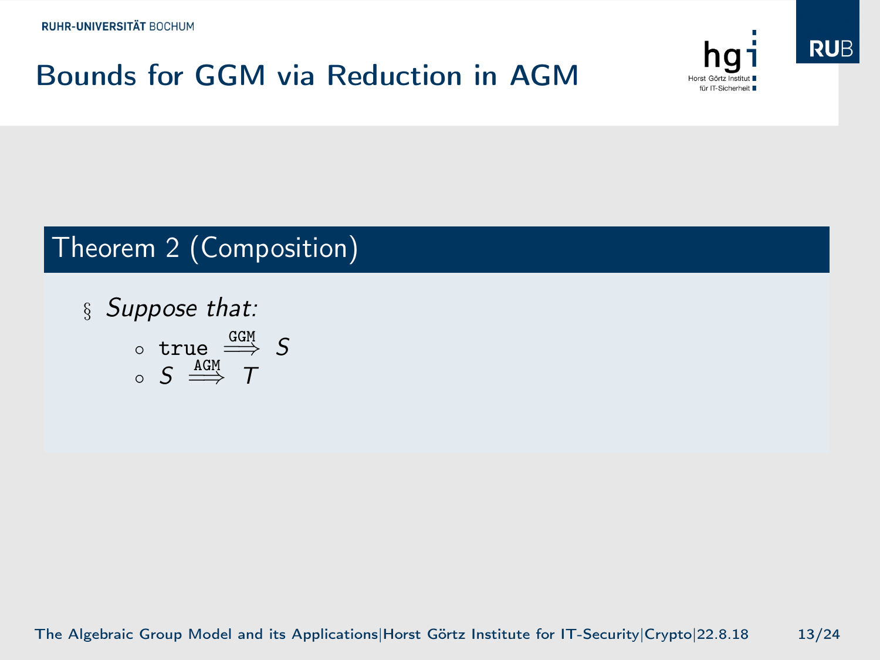# Bounds for GGM via Reduction in AGM

## Theorem 2 (Composition)

- *Suppose that:*
  - $\texttt{true} \overset{\texttt{GGM}}{\Longrightarrow} S$
  - $S \overset{\texttt{AGM}}{\Longrightarrow} T$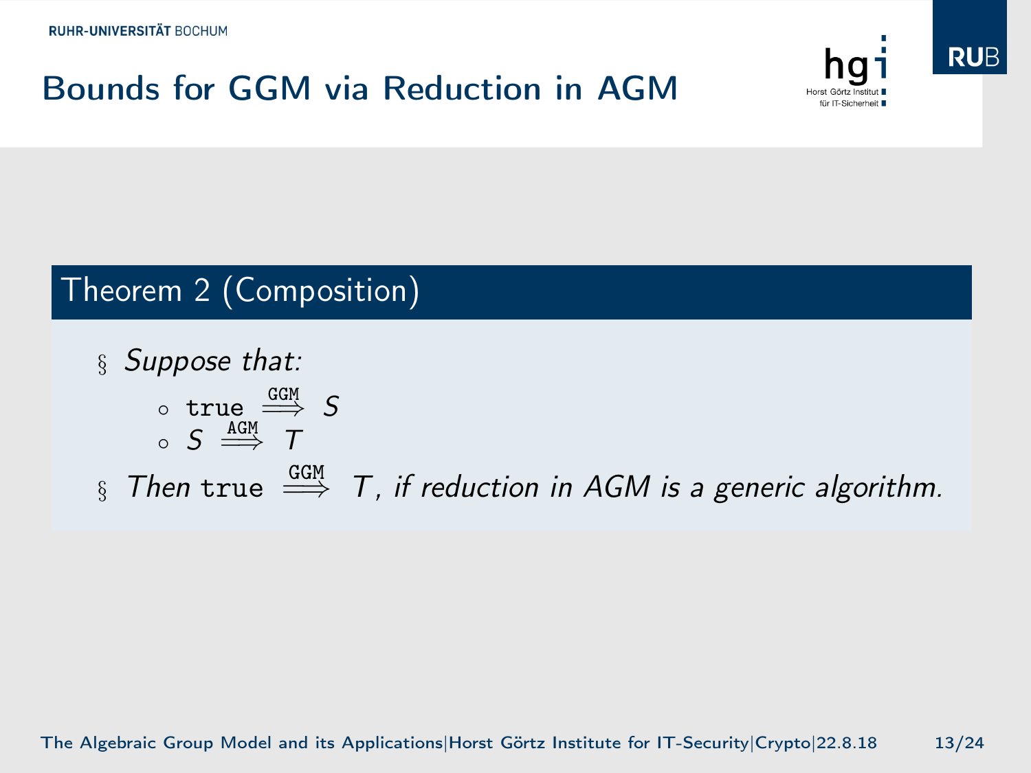# Bounds for GGM via Reduction in AGM

## Theorem 2 (Composition)

- *Suppose that:*
  - $\texttt{true} \overset{\texttt{GGM}}{\Longrightarrow} S$
  - $S \overset{\texttt{AGM}}{\Longrightarrow} T$
- *Then* $\texttt{true} \overset{\texttt{GGM}}{\Longrightarrow} T$*, if reduction in AGM is a generic algorithm.*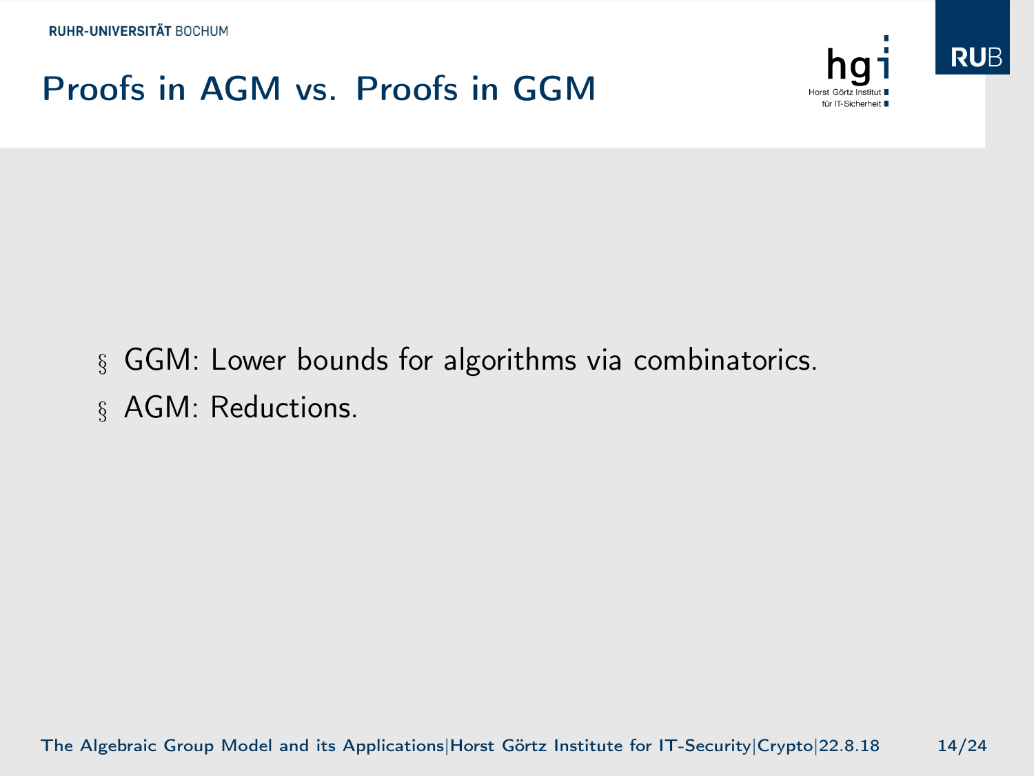# Proofs in AGM vs. Proofs in GGM

- GGM: Lower bounds for algorithms via combinatorics.
- AGM: Reductions.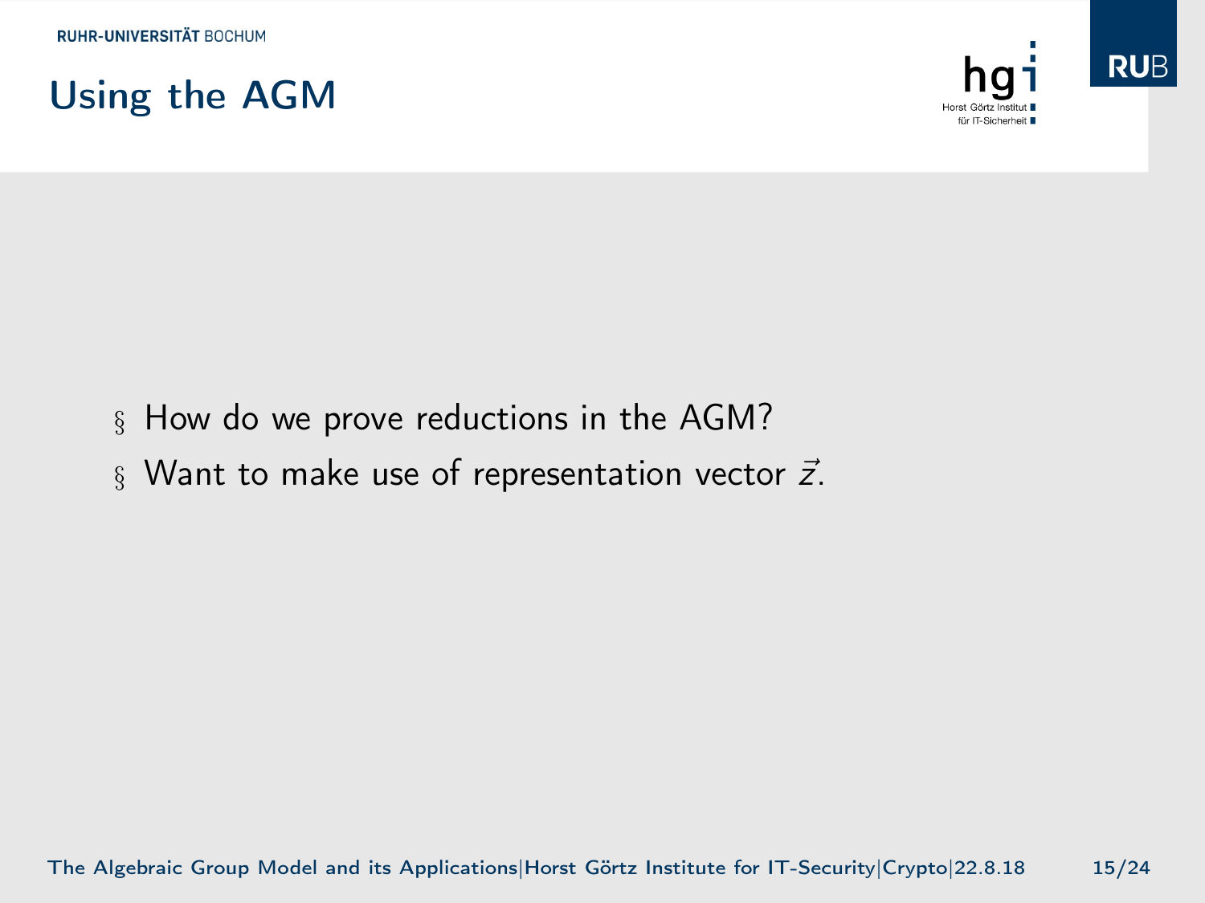# Using the AGM

- How do we prove reductions in the AGM?
- Want to make use of representation vector $\vec{z}$.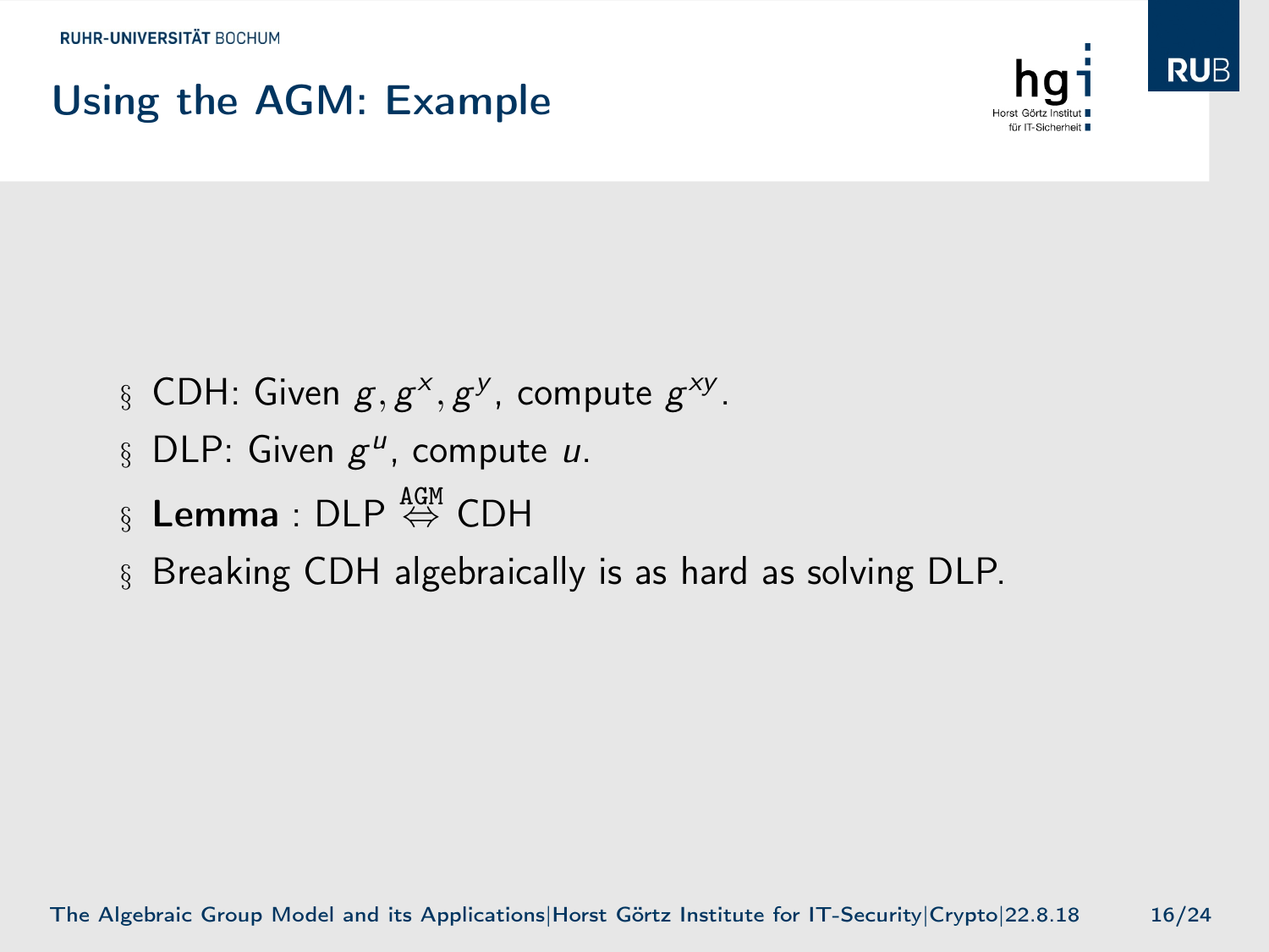# Using the AGM: Example

- CDH: Given $g, g^x, g^y$, compute $g^{xy}$.
- DLP: Given $g^u$, compute $u$.
- **Lemma** : DLP $\overset{\texttt{AGM}}{\Leftrightarrow}$ CDH
- Breaking CDH algebraically is as hard as solving DLP.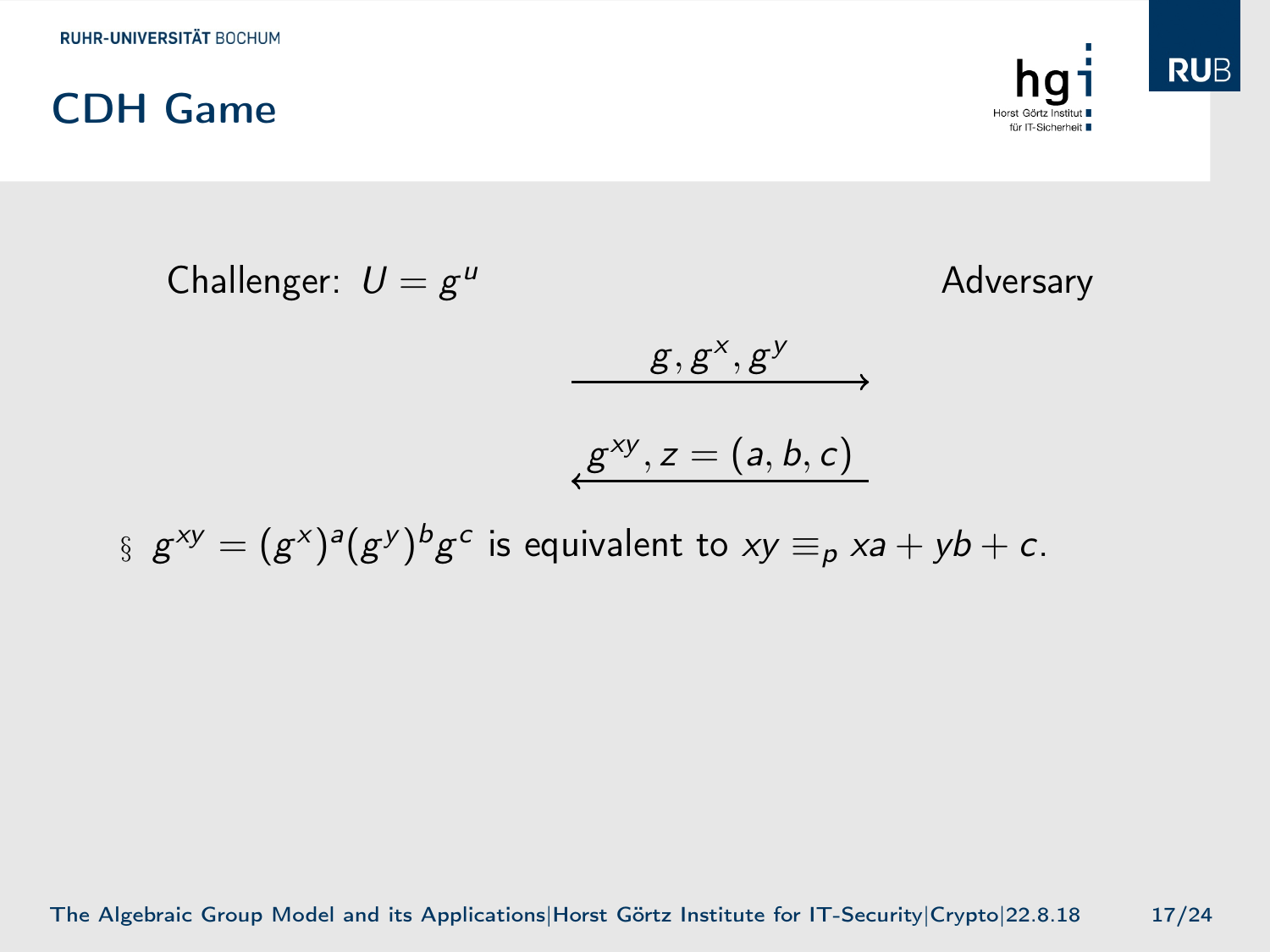# CDH Game

Challenger: $U = g^u$ — Adversary

Challenger → Adversary: $g, g^x, g^y$

Adversary → Challenger: $g^{xy}, z = (a, b, c)$

- $g^{xy} = (g^x)^a (g^y)^b g^c$ is equivalent to $xy \equiv_p xa + yb + c$.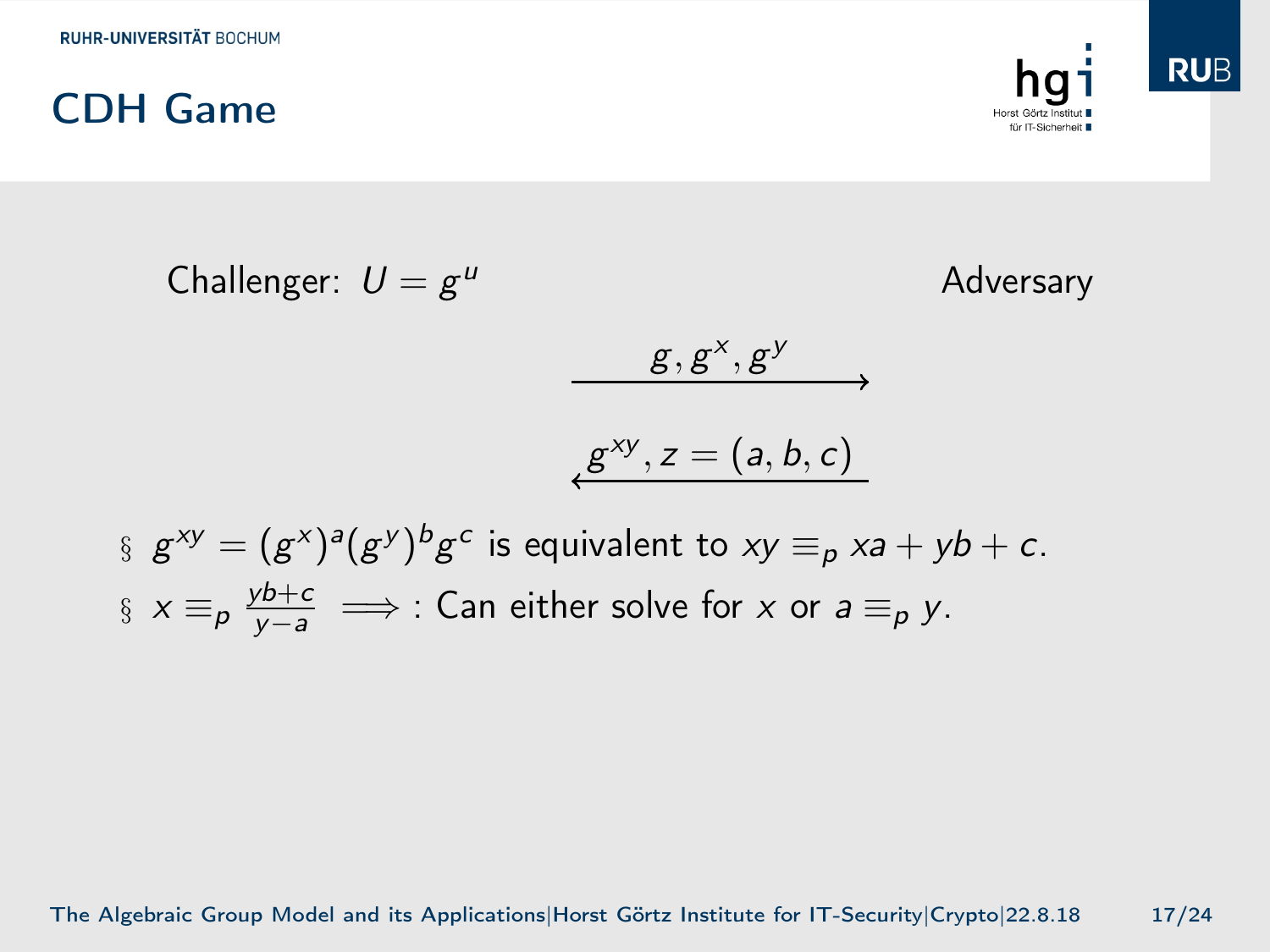# CDH Game

Challenger: $U = g^u$ — Adversary

$$\xrightarrow{\quad g, g^x, g^y \quad}$$

$$\xleftarrow{\quad g^{xy}, z = (a, b, c) \quad}$$

- $g^{xy} = (g^x)^a (g^y)^b g^c$ is equivalent to $xy \equiv_p xa + yb + c$.
- $x \equiv_p \frac{yb+c}{y-a} \implies$ : Can either solve for $x$ or $a \equiv_p y$.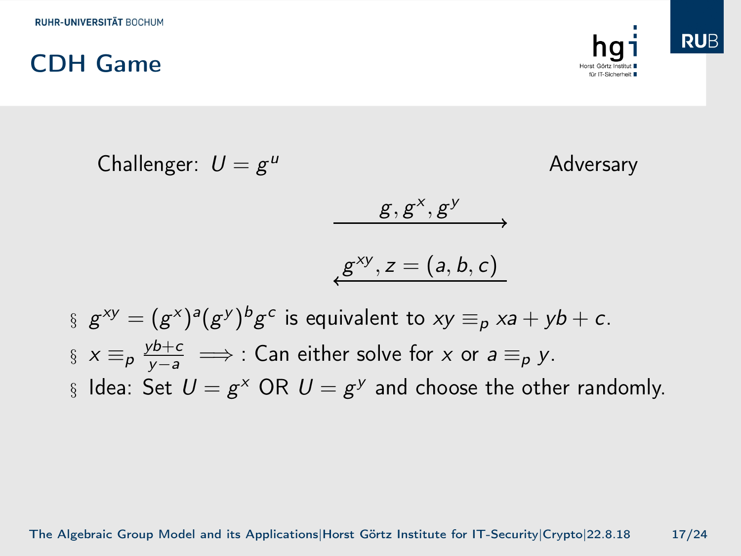# CDH Game

Challenger: $U = g^u$ Adversary

$$g, g^x, g^y \longrightarrow$$

$$\longleftarrow g^{xy}, z = (a, b, c)$$

- $g^{xy} = (g^x)^a (g^y)^b g^c$ is equivalent to $xy \equiv_p xa + yb + c$.
- $x \equiv_p \frac{yb+c}{y-a} \implies$ : Can either solve for $x$ or $a \equiv_p y$.
- Idea: Set $U = g^x$ OR $U = g^y$ and choose the other randomly.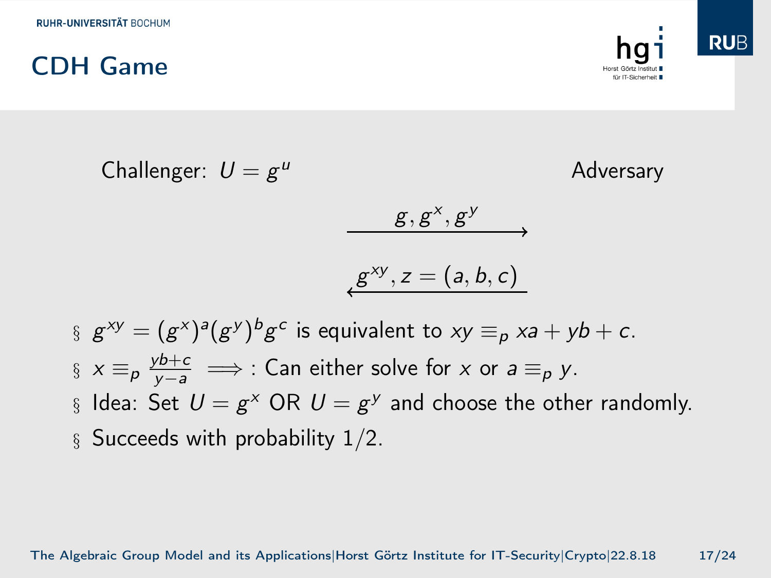# CDH Game

Challenger: $U = g^u$ — Adversary

$$\xrightarrow{\quad g, g^x, g^y \quad}$$

$$\xleftarrow{\quad g^{xy}, z = (a, b, c) \quad}$$

- $g^{xy} = (g^x)^a (g^y)^b g^c$ is equivalent to $xy \equiv_p xa + yb + c$.
- $x \equiv_p \frac{yb+c}{y-a} \implies$: Can either solve for $x$ or $a \equiv_p y$.
- Idea: Set $U = g^x$ OR $U = g^y$ and choose the other randomly.
- Succeeds with probability $1/2$.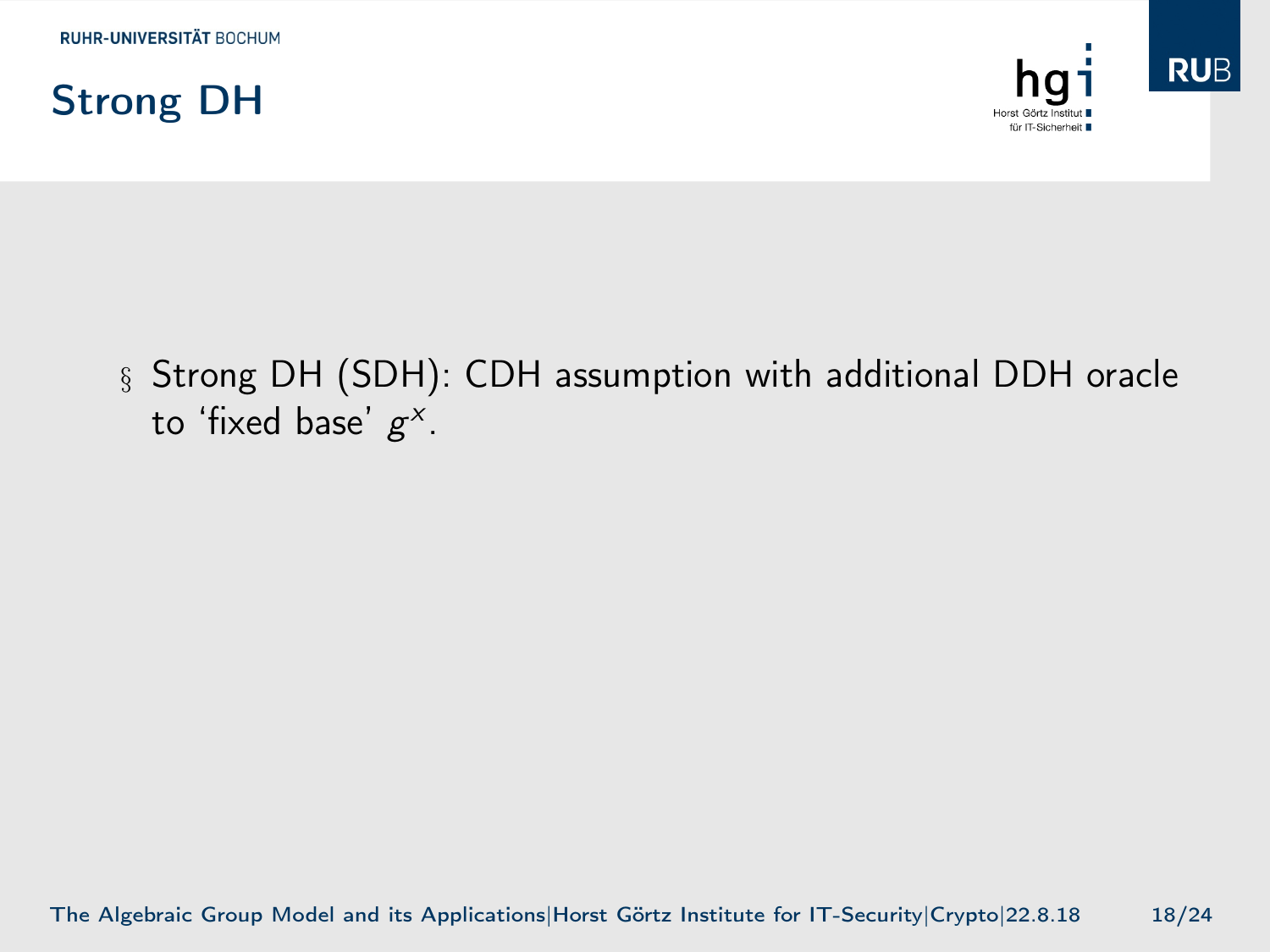# Strong DH

- Strong DH (SDH): CDH assumption with additional DDH oracle to 'fixed base' $g^x$.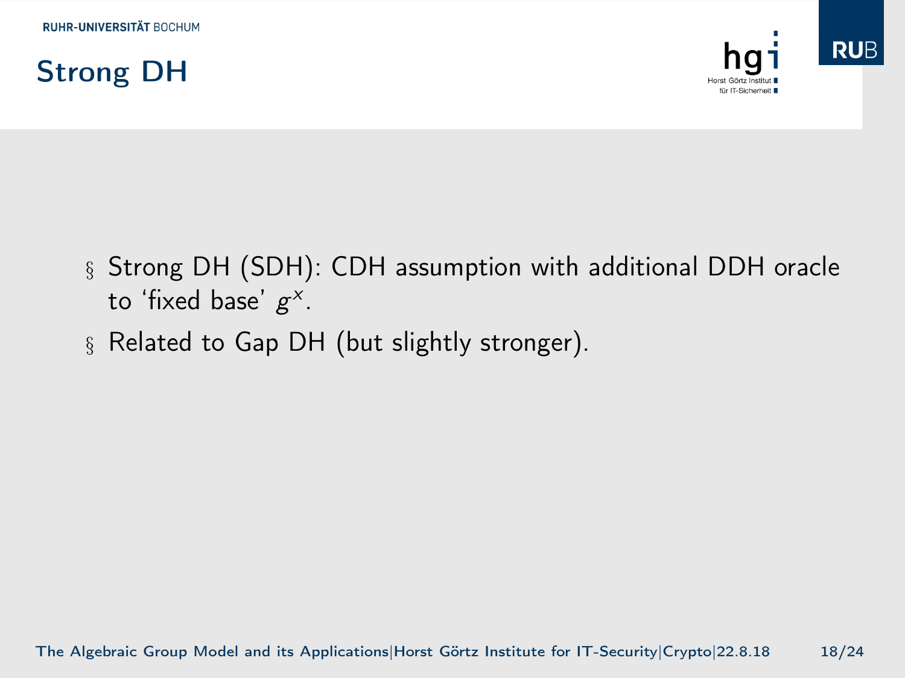# Strong DH

- Strong DH (SDH): CDH assumption with additional DDH oracle to 'fixed base' $g^x$.
- Related to Gap DH (but slightly stronger).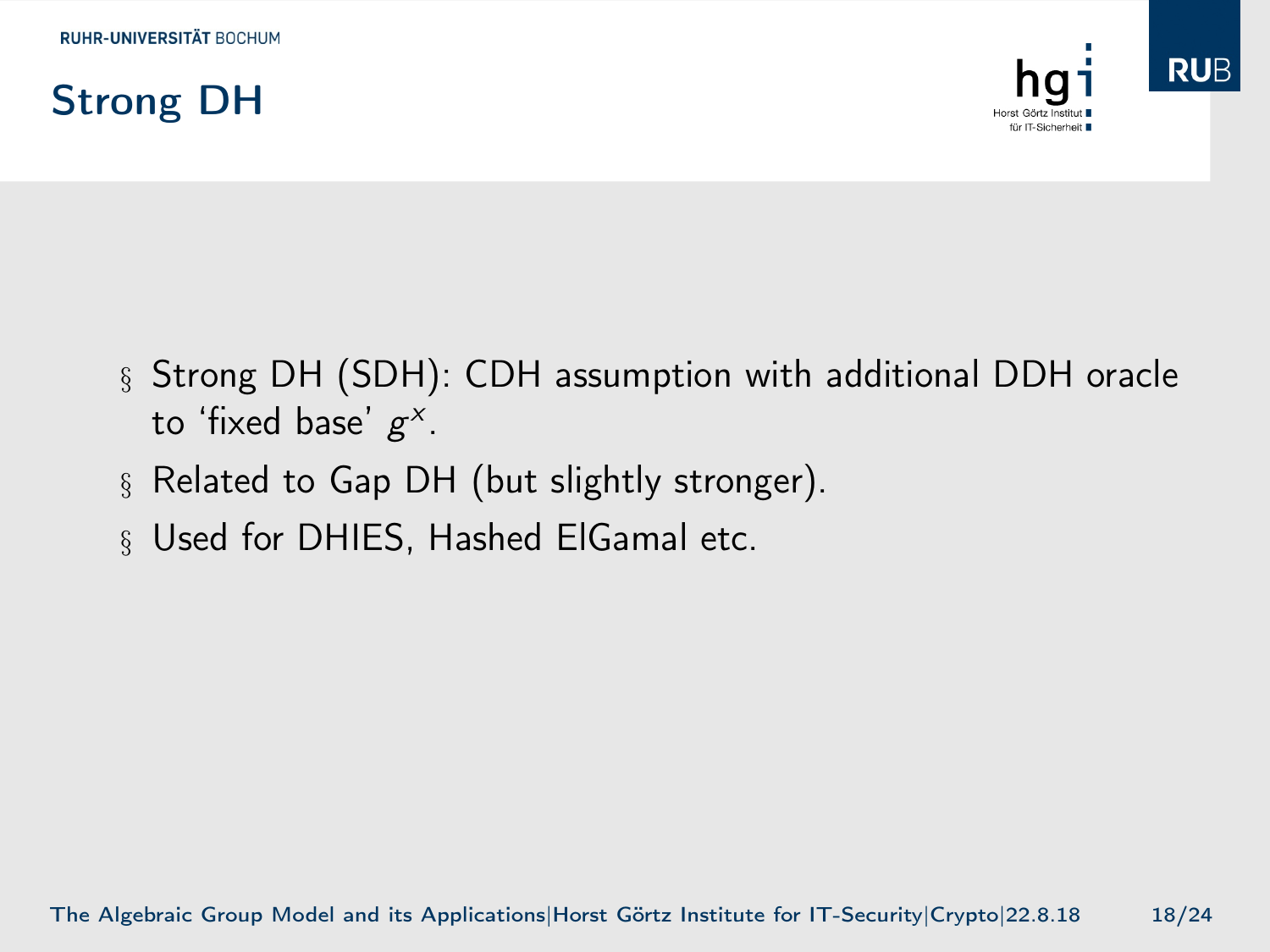# Strong DH

- Strong DH (SDH): CDH assumption with additional DDH oracle to ‘fixed base’ $g^x$.
- Related to Gap DH (but slightly stronger).
- Used for DHIES, Hashed ElGamal etc.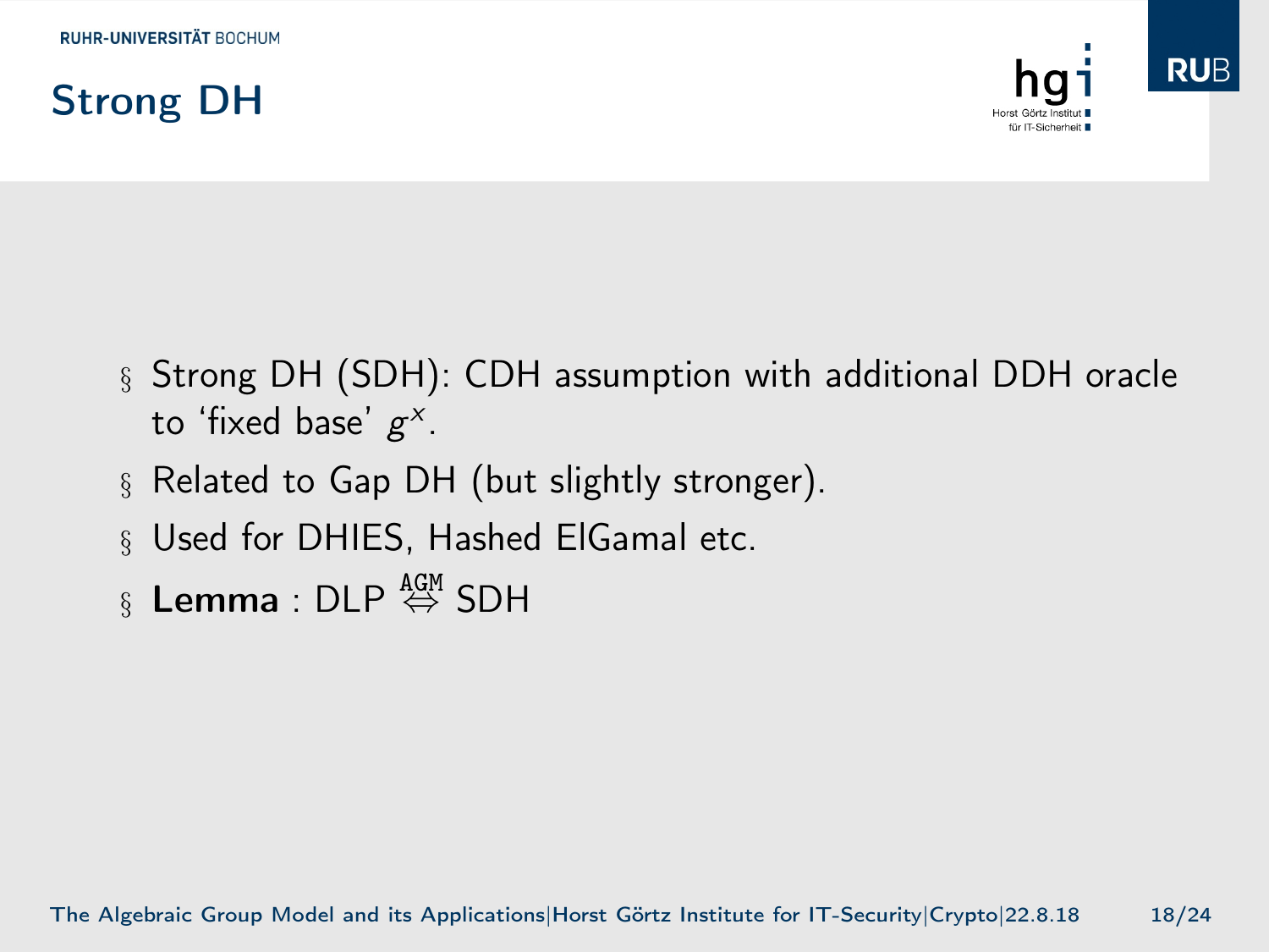# Strong DH

- Strong DH (SDH): CDH assumption with additional DDH oracle to 'fixed base' $g^x$.
- Related to Gap DH (but slightly stronger).
- Used for DHIES, Hashed ElGamal etc.
- **Lemma** : DLP $\overset{\texttt{AGM}}{\Leftrightarrow}$ SDH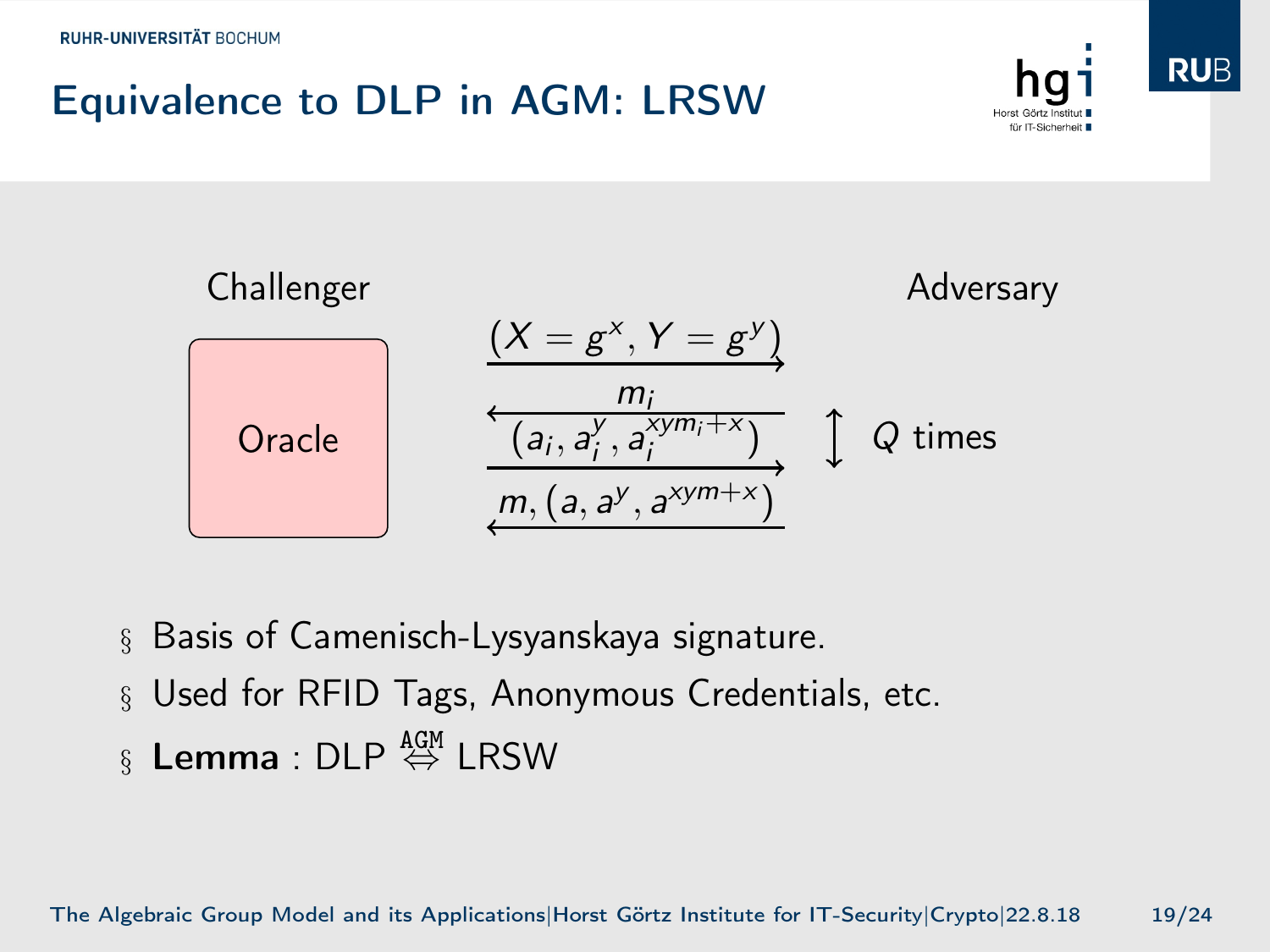# Equivalence to DLP in AGM: LRSW

Challenger | | Adversary
--- | --- | ---
Oracle | $(X = g^x, Y = g^y)$ → |
 | ← $m_i$ | $\updownarrow$ $Q$ times
 | $(a_i, a_i^y, a_i^{xym_i+x})$ → |
 | ← $m, (a, a^y, a^{xym+x})$ |

- Basis of Camenisch-Lysyanskaya signature.
- Used for RFID Tags, Anonymous Credentials, etc.
- **Lemma** : DLP $\overset{\texttt{AGM}}{\Leftrightarrow}$ LRSW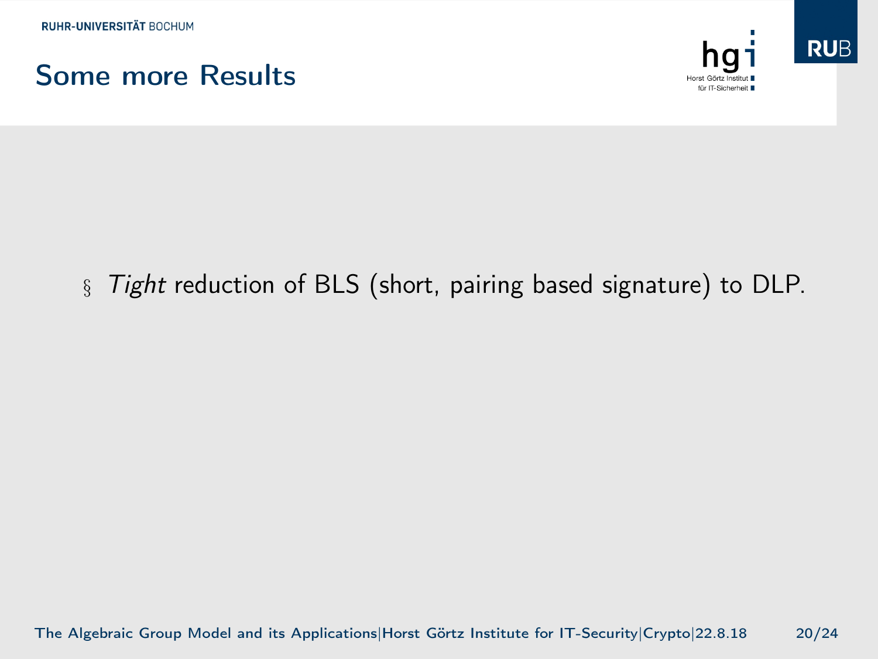# Some more Results

- *Tight* reduction of BLS (short, pairing based signature) to DLP.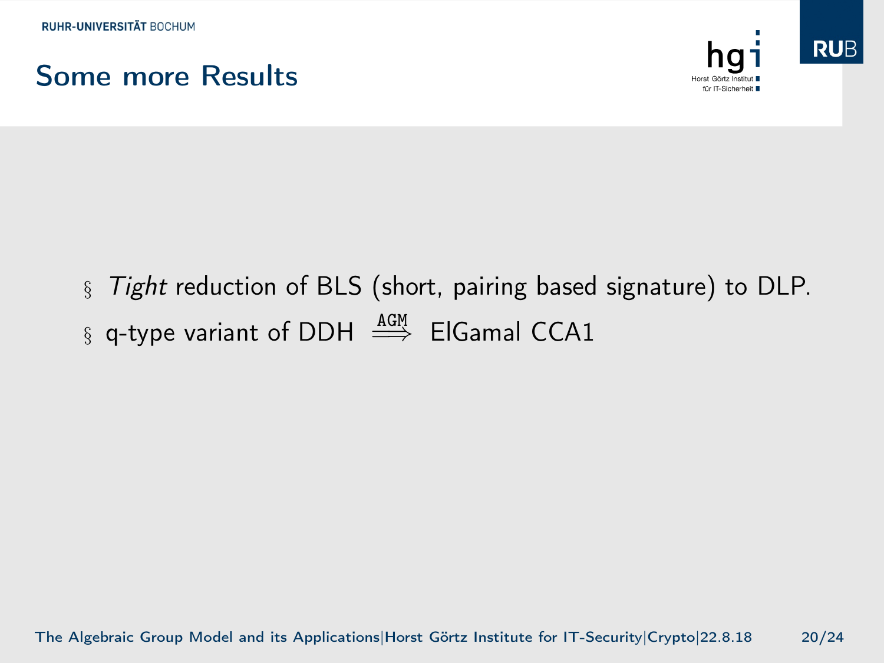## Some more Results

- *Tight* reduction of BLS (short, pairing based signature) to DLP.
- q-type variant of DDH $\overset{\texttt{AGM}}{\Longrightarrow}$ ElGamal CCA1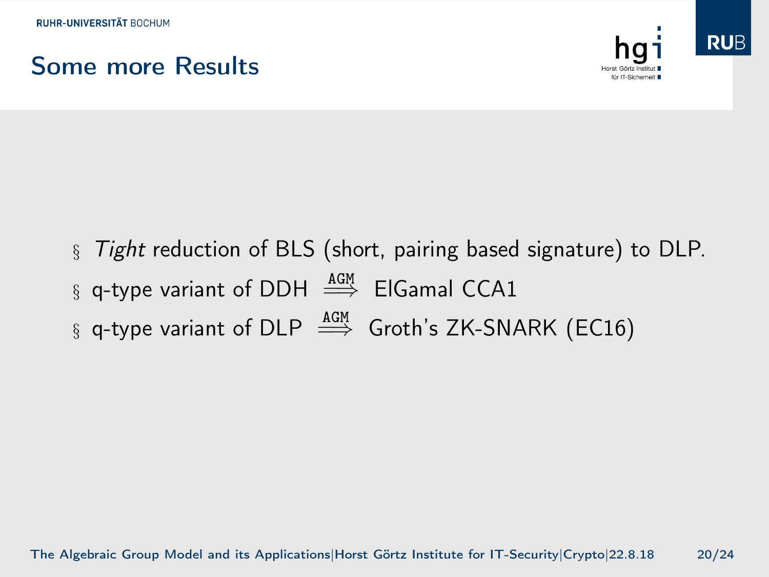# Some more Results

- *Tight* reduction of BLS (short, pairing based signature) to DLP.
- q-type variant of DDH $\stackrel{\texttt{AGM}}{\Longrightarrow}$ ElGamal CCA1
- q-type variant of DLP $\stackrel{\texttt{AGM}}{\Longrightarrow}$ Groth's ZK-SNARK (EC16)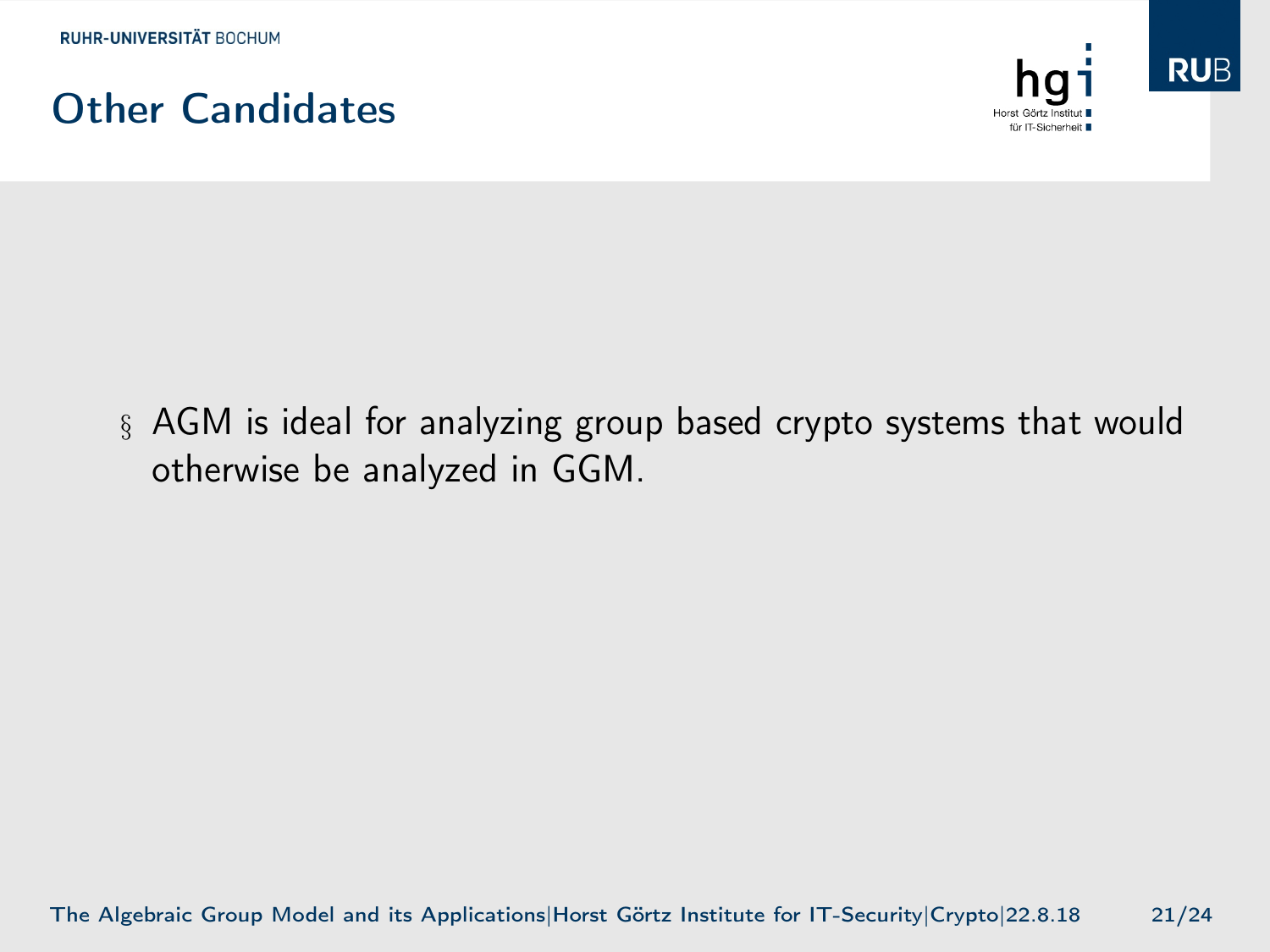# Other Candidates

- AGM is ideal for analyzing group based crypto systems that would otherwise be analyzed in GGM.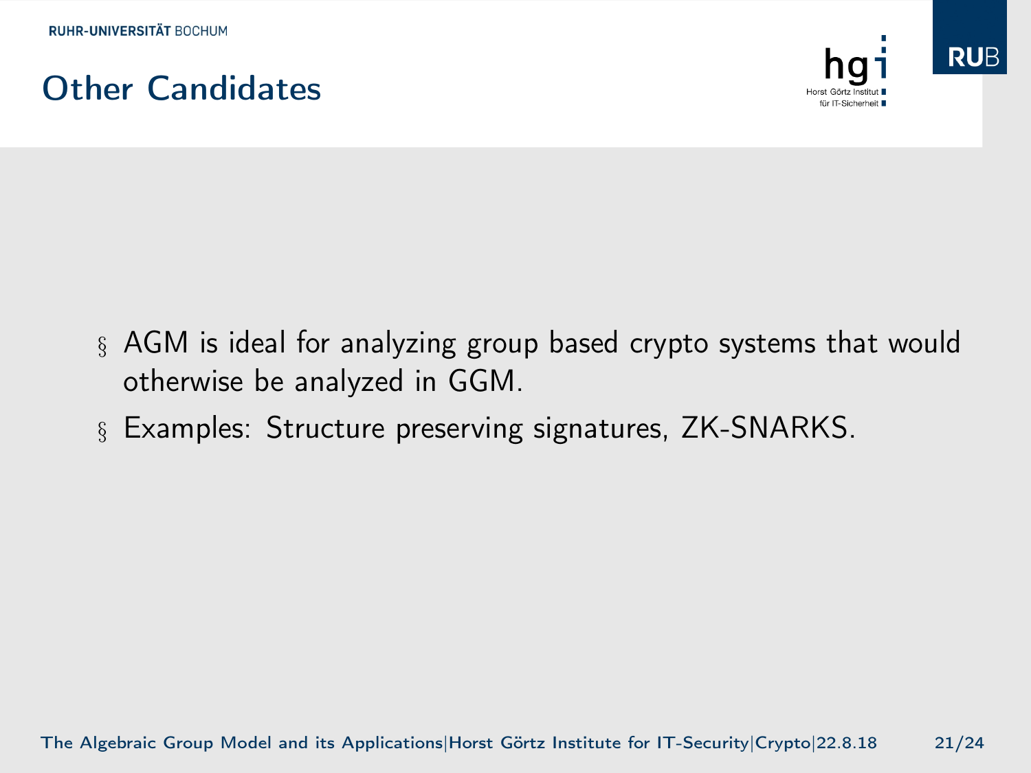# Other Candidates

- AGM is ideal for analyzing group based crypto systems that would otherwise be analyzed in GGM.
- Examples: Structure preserving signatures, ZK-SNARKS.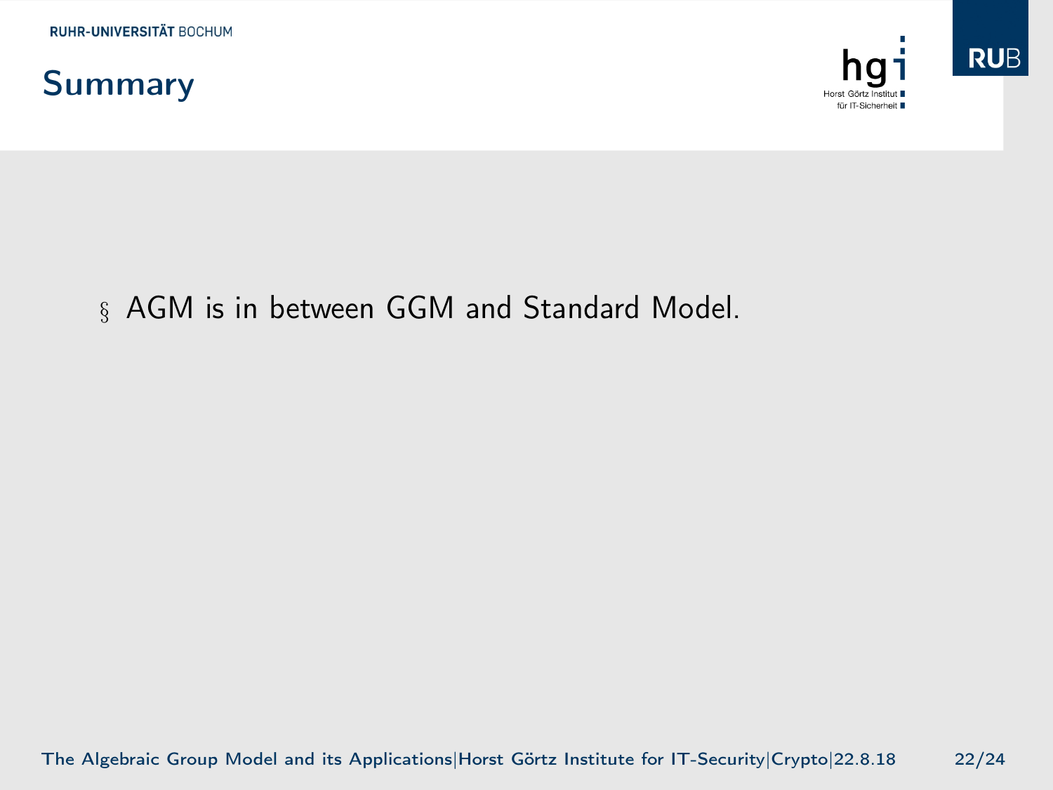# Summary

- AGM is in between GGM and Standard Model.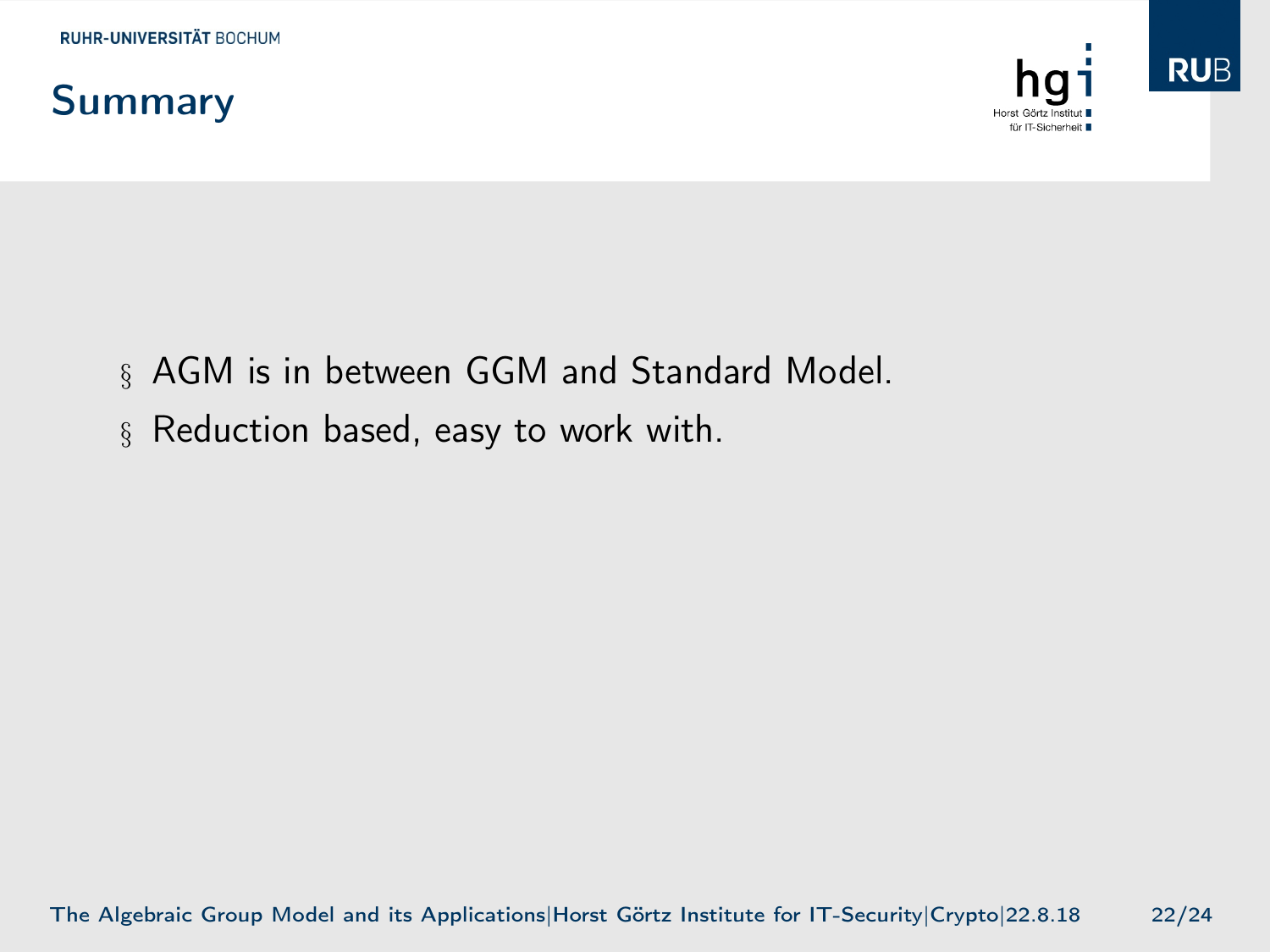# Summary

- AGM is in between GGM and Standard Model.
- Reduction based, easy to work with.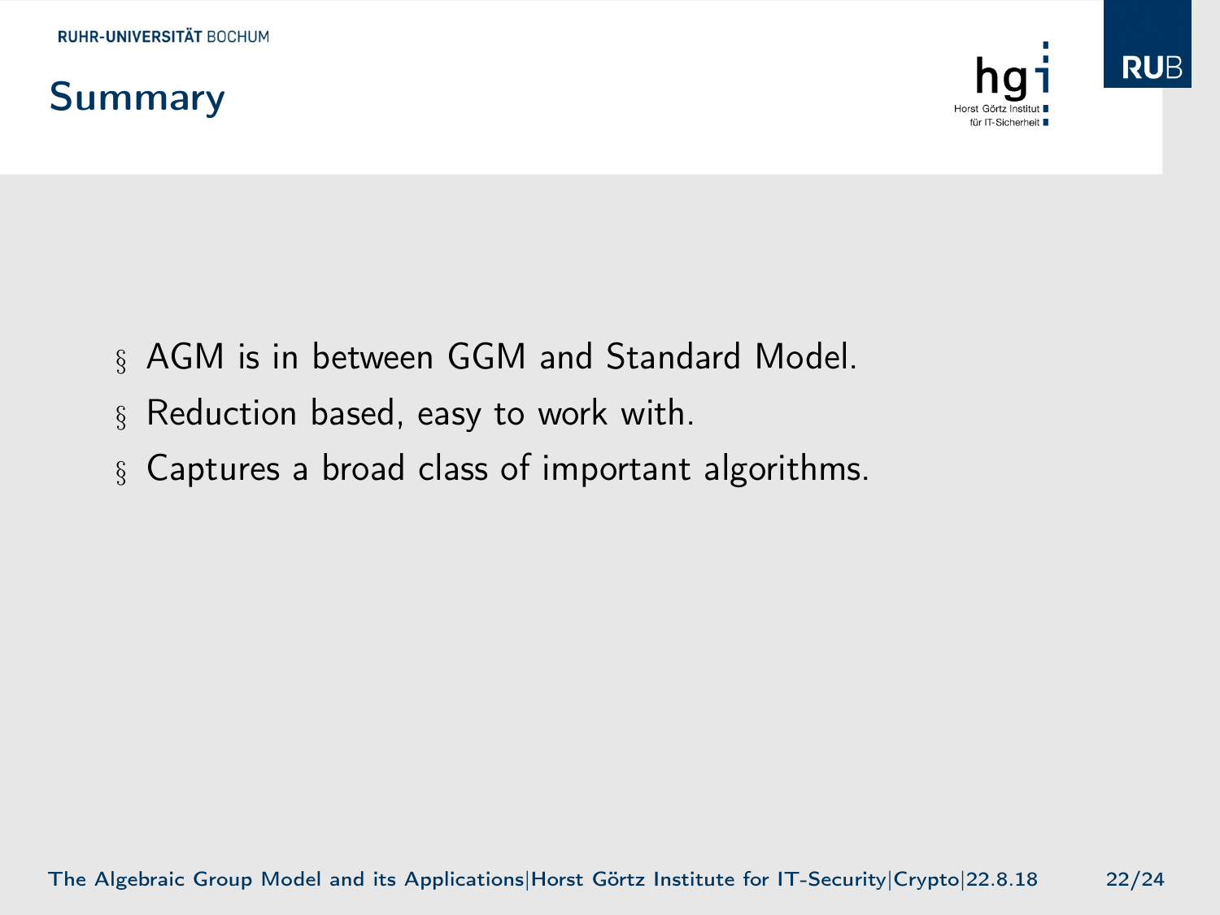# Summary

- AGM is in between GGM and Standard Model.
- Reduction based, easy to work with.
- Captures a broad class of important algorithms.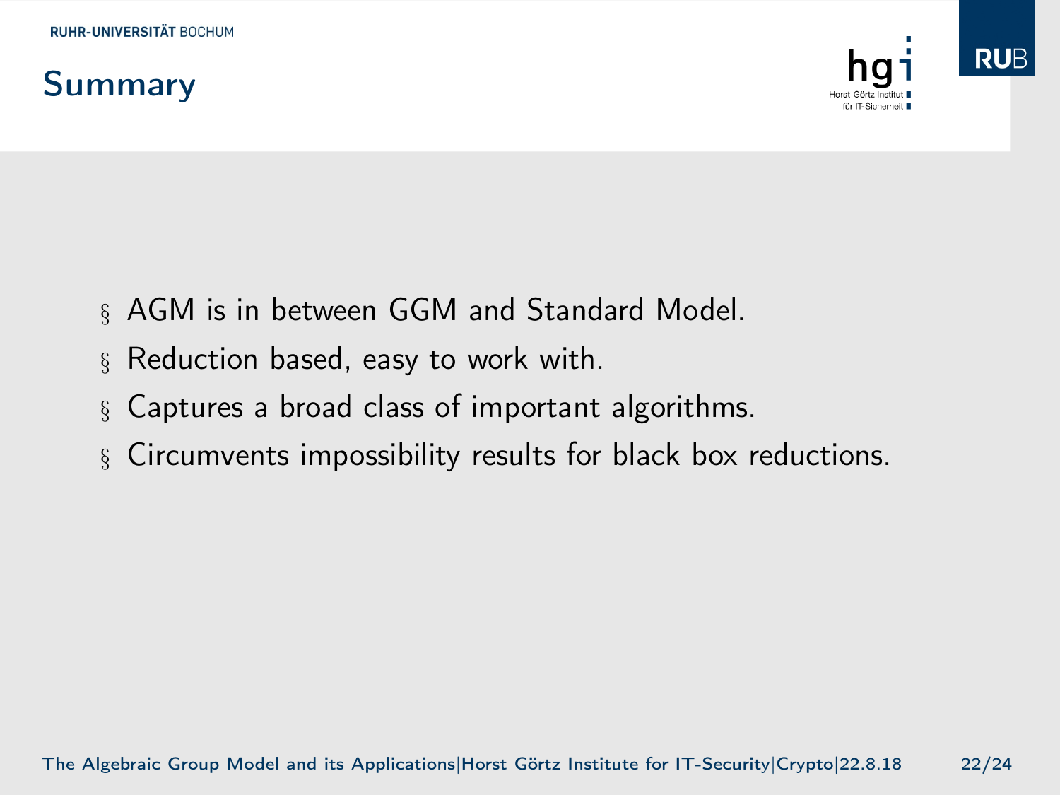# Summary

- AGM is in between GGM and Standard Model.
- Reduction based, easy to work with.
- Captures a broad class of important algorithms.
- Circumvents impossibility results for black box reductions.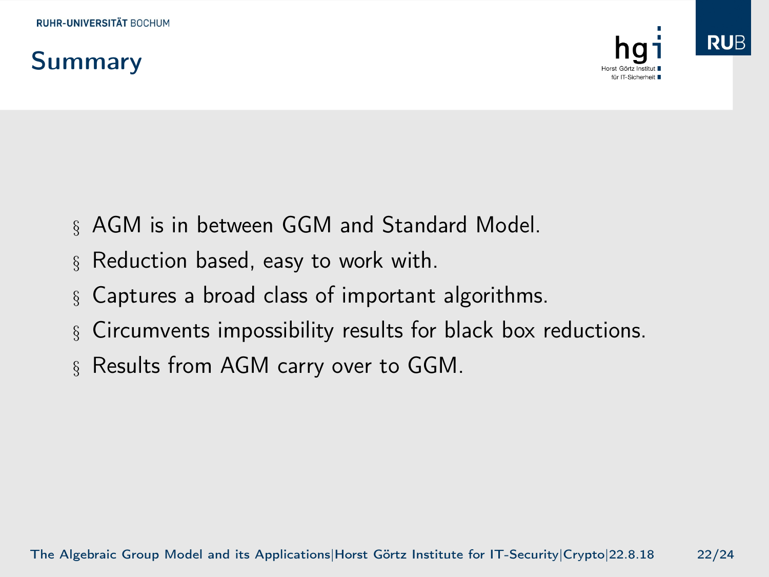# Summary

- AGM is in between GGM and Standard Model.
- Reduction based, easy to work with.
- Captures a broad class of important algorithms.
- Circumvents impossibility results for black box reductions.
- Results from AGM carry over to GGM.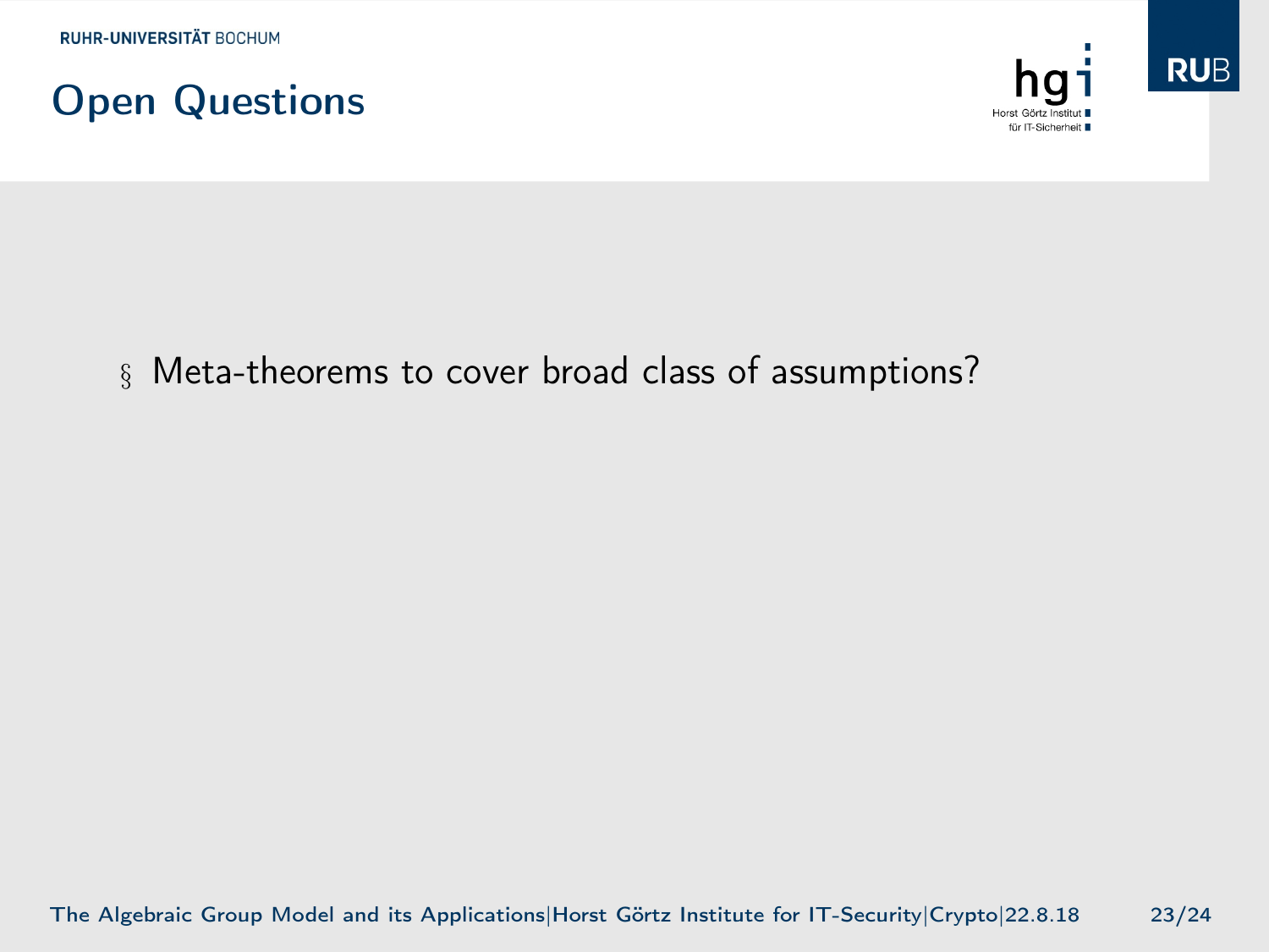# Open Questions

- Meta-theorems to cover broad class of assumptions?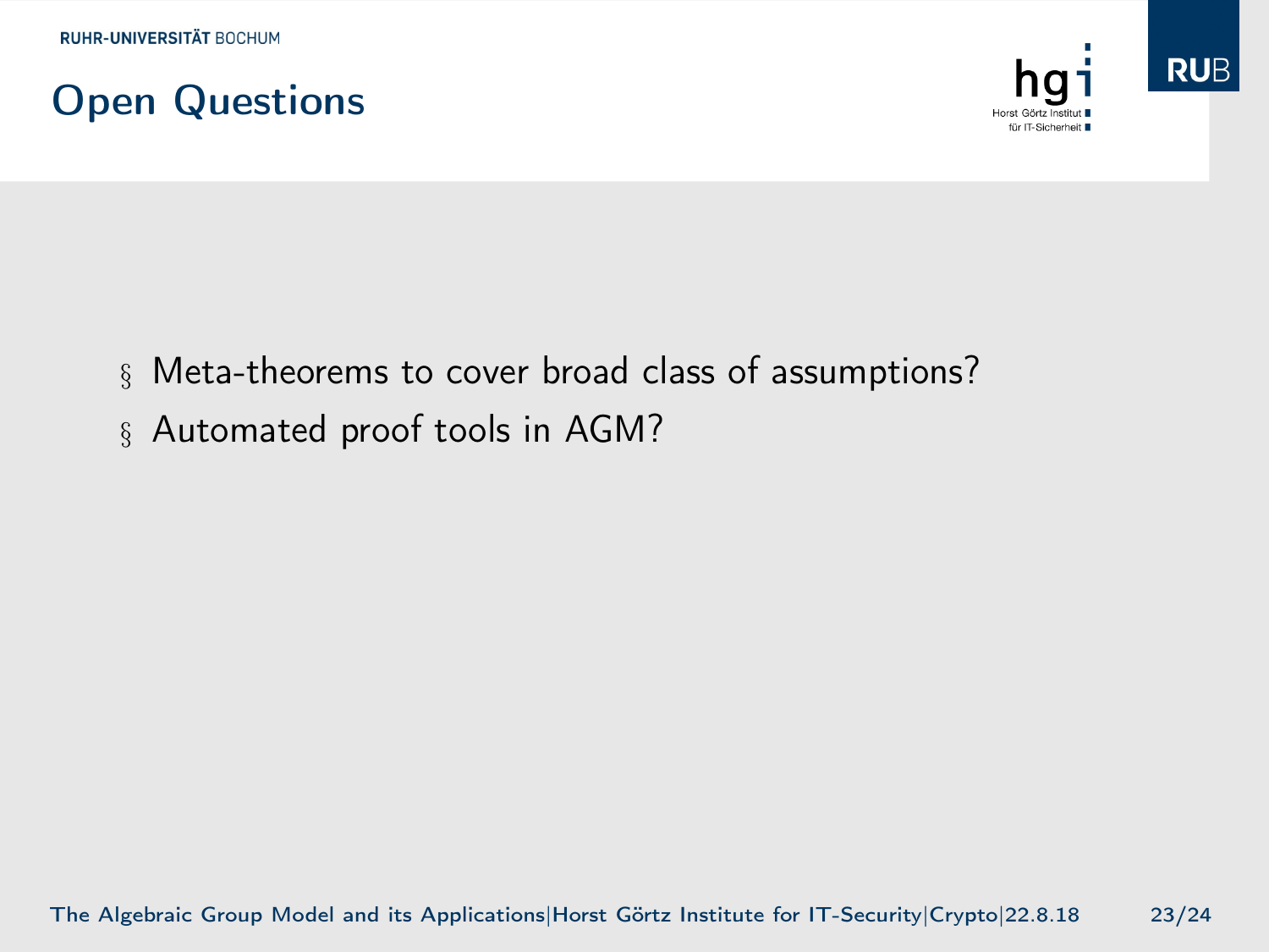# Open Questions

- Meta-theorems to cover broad class of assumptions?
- Automated proof tools in AGM?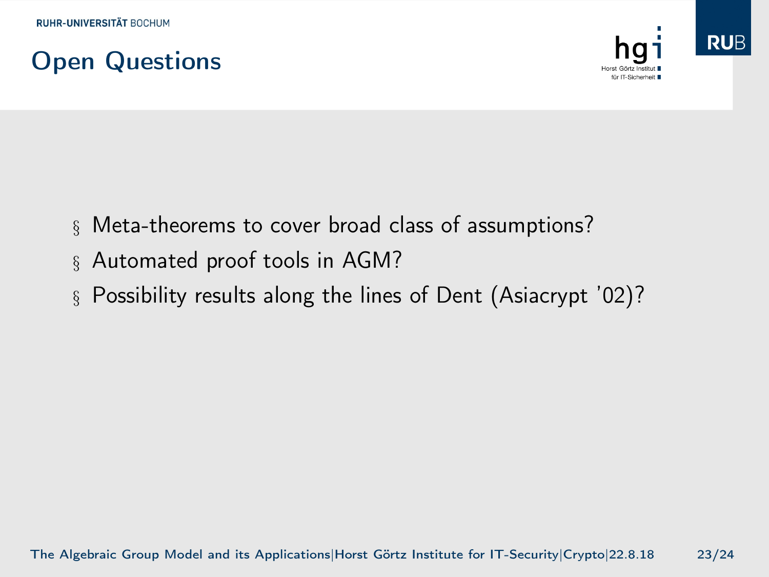# Open Questions

- Meta-theorems to cover broad class of assumptions?
- Automated proof tools in AGM?
- Possibility results along the lines of Dent (Asiacrypt '02)?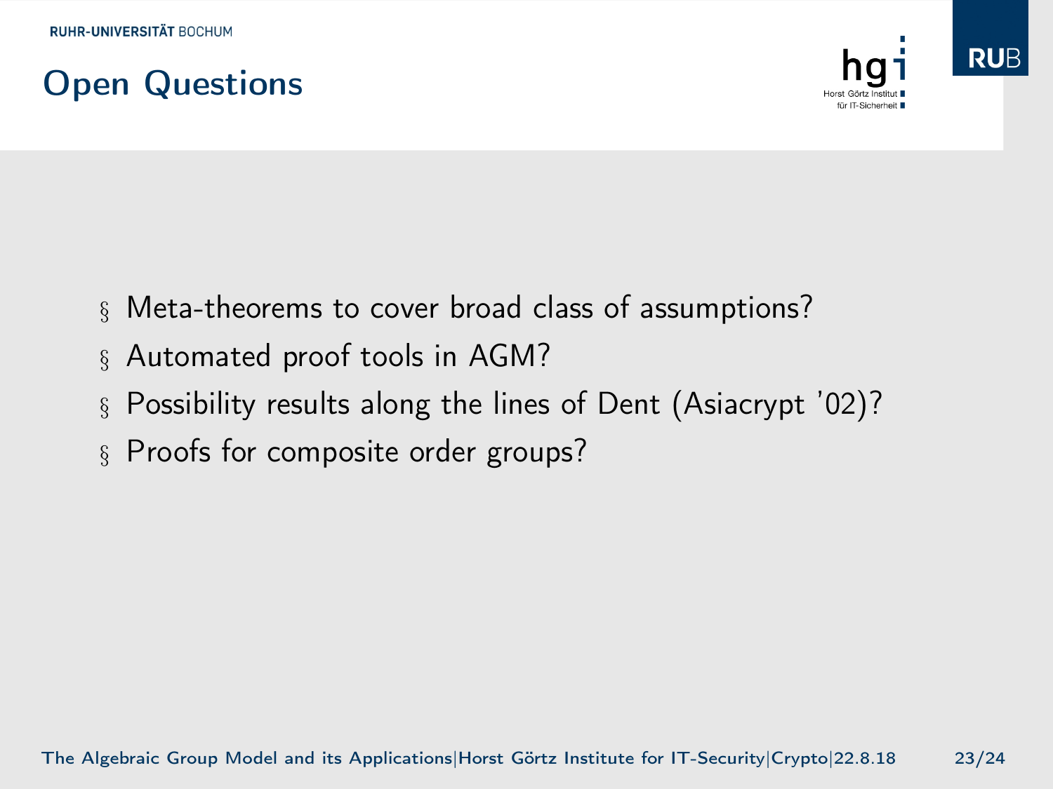# Open Questions

- Meta-theorems to cover broad class of assumptions?
- Automated proof tools in AGM?
- Possibility results along the lines of Dent (Asiacrypt '02)?
- Proofs for composite order groups?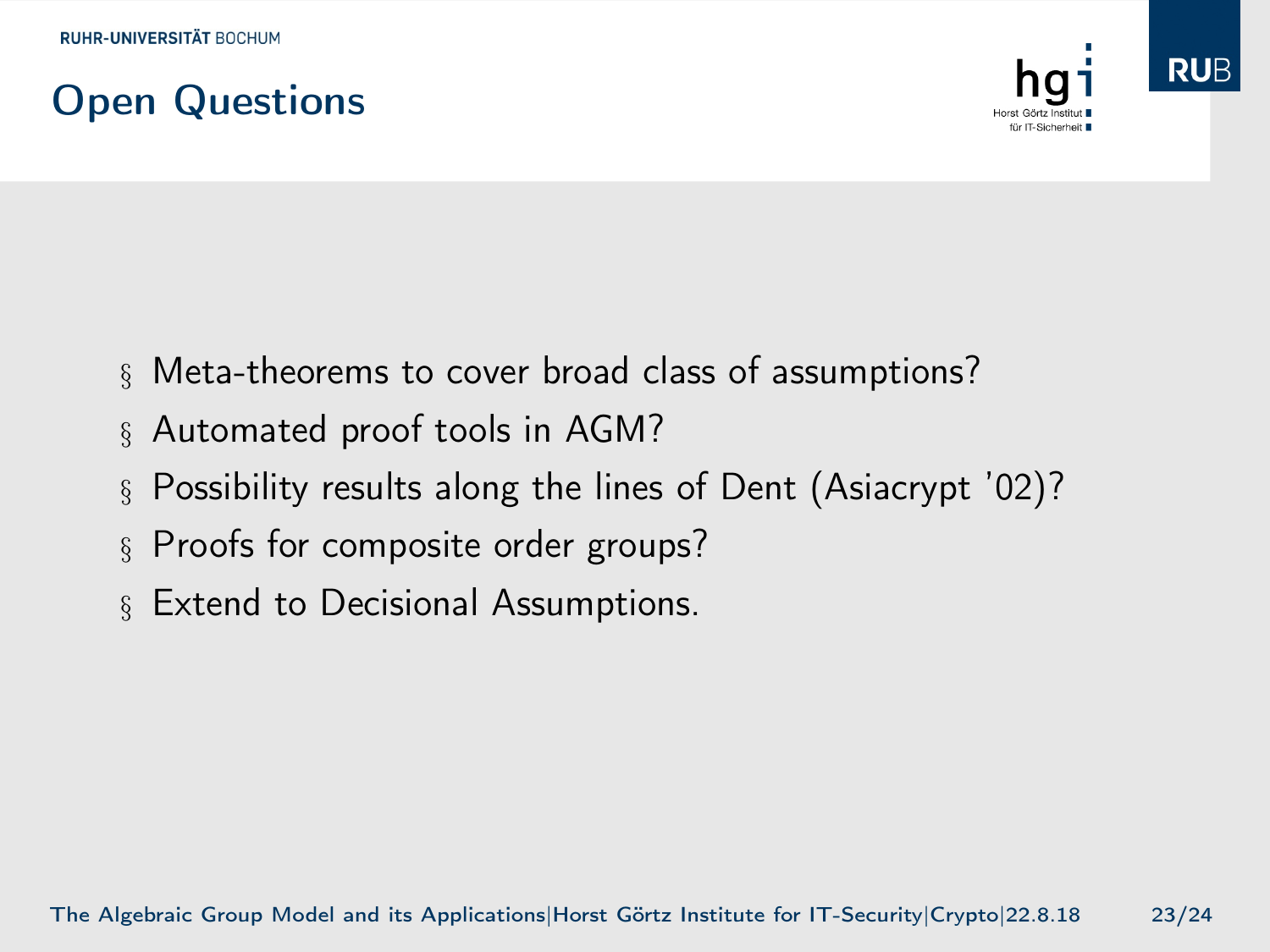# Open Questions

- Meta-theorems to cover broad class of assumptions?
- Automated proof tools in AGM?
- Possibility results along the lines of Dent (Asiacrypt '02)?
- Proofs for composite order groups?
- Extend to Decisional Assumptions.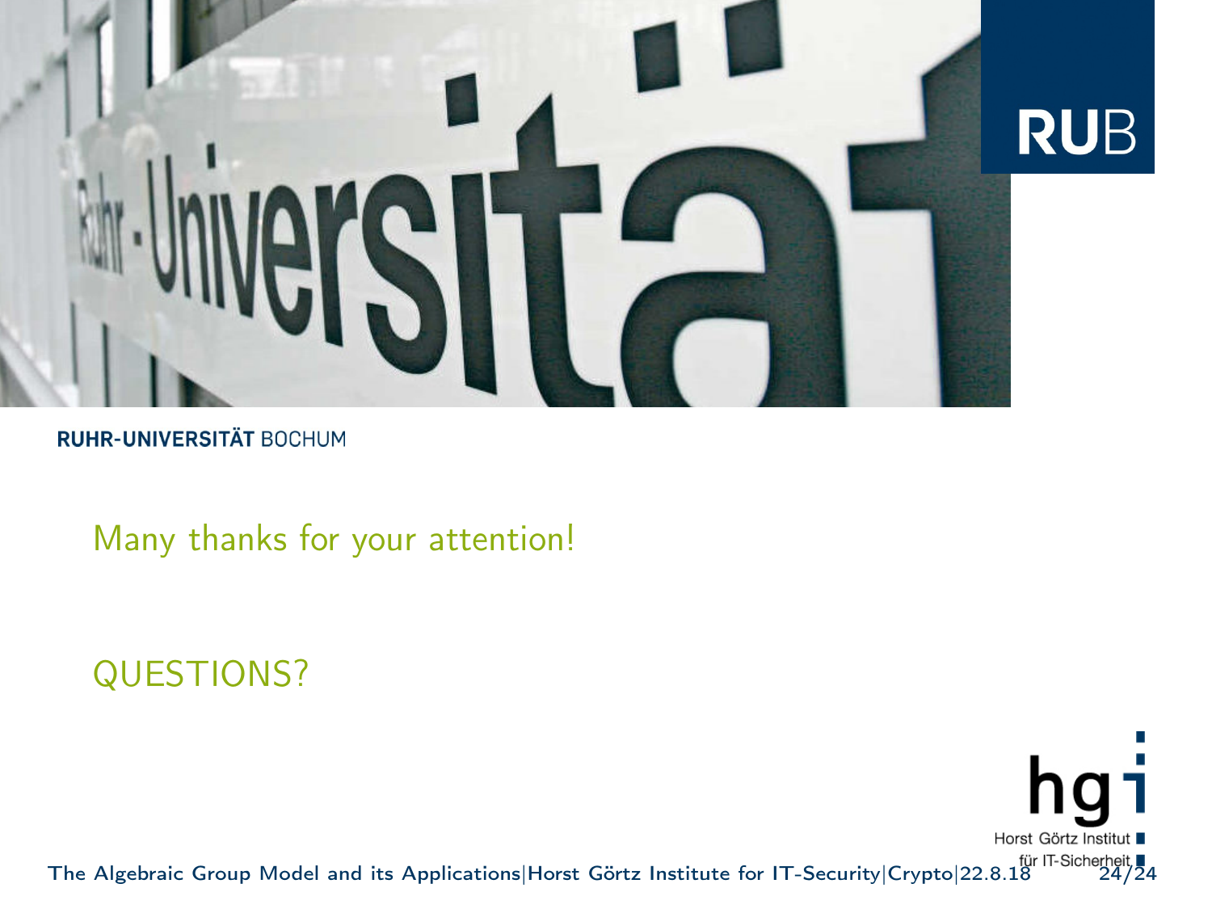RUHR-UNIVERSITÄT BOCHUM

Many thanks for your attention!

QUESTIONS?